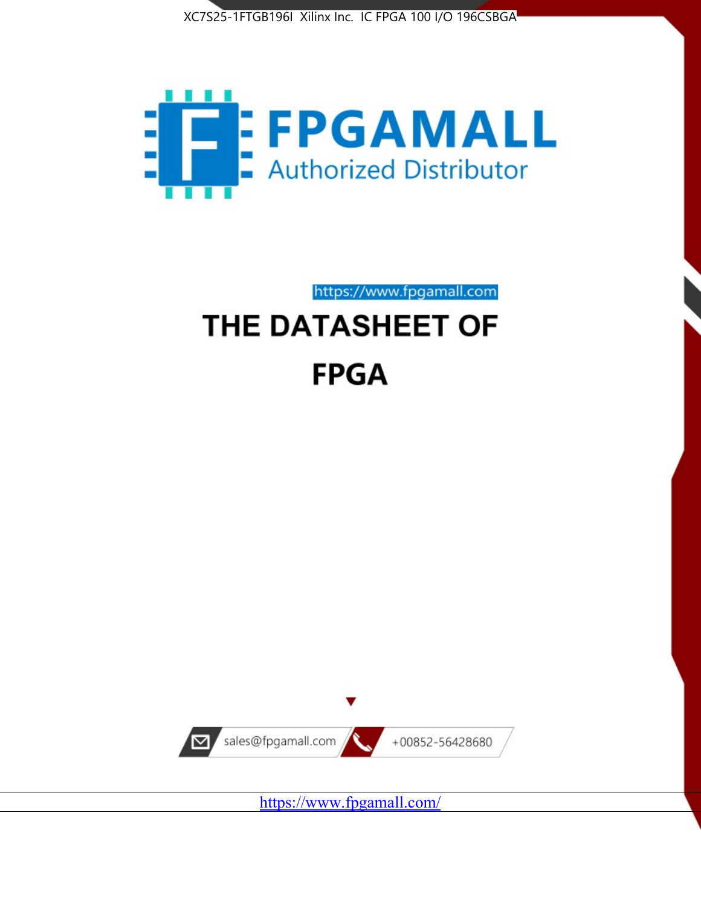XC7S25-1FTGB196I Xilinx Inc. IC FPGA 100 I/O 196CSBGA

FPGAMALL
Authorized Distributor

https://www.fpgamall.com

# THE DATASHEET OF

# FPGA

sales@fpgamall.com

+00852-56428680

https://www.fpgamall.com/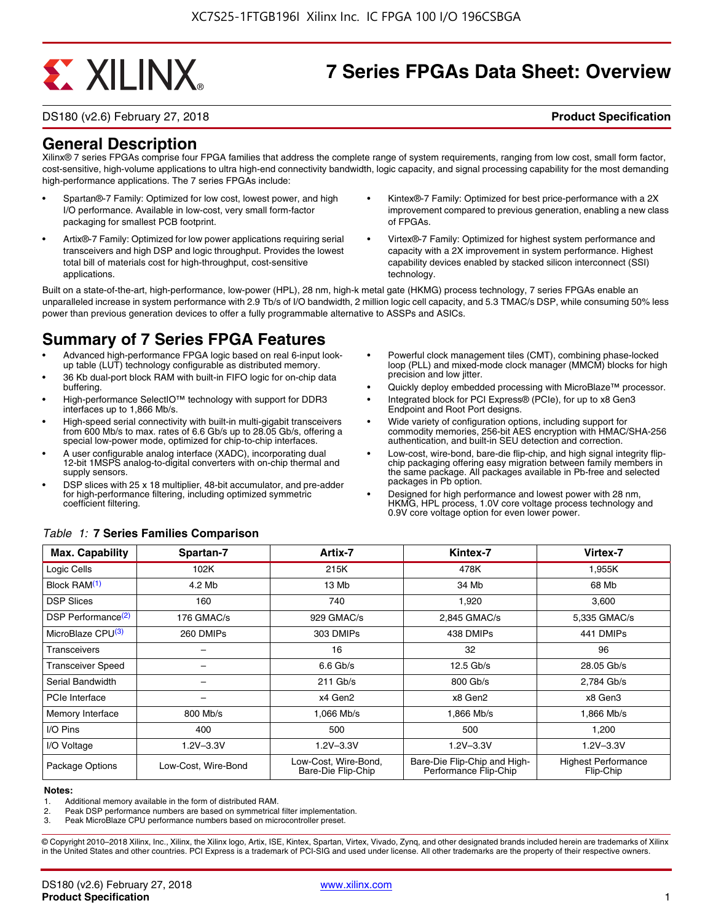# 7 Series FPGAs Data Sheet: Overview

DS180 (v2.6) February 27, 2018 **Product Specification**

## General Description

Xilinx® 7 series FPGAs comprise four FPGA families that address the complete range of system requirements, ranging from low cost, small form factor, cost-sensitive, high-volume applications to ultra high-end connectivity bandwidth, logic capacity, and signal processing capability for the most demanding high-performance applications. The 7 series FPGAs include:

- Spartan®-7 Family: Optimized for low cost, lowest power, and high I/O performance. Available in low-cost, very small form-factor packaging for smallest PCB footprint.
- Artix®-7 Family: Optimized for low power applications requiring serial transceivers and high DSP and logic throughput. Provides the lowest total bill of materials cost for high-throughput, cost-sensitive applications.
- Kintex®-7 Family: Optimized for best price-performance with a 2X improvement compared to previous generation, enabling a new class of FPGAs.
- Virtex®-7 Family: Optimized for highest system performance and capacity with a 2X improvement in system performance. Highest capability devices enabled by stacked silicon interconnect (SSI) technology.

Built on a state-of-the-art, high-performance, low-power (HPL), 28 nm, high-k metal gate (HKMG) process technology, 7 series FPGAs enable an unparalleled increase in system performance with 2.9 Tb/s of I/O bandwidth, 2 million logic cell capacity, and 5.3 TMAC/s DSP, while consuming 50% less power than previous generation devices to offer a fully programmable alternative to ASSPs and ASICs.

## Summary of 7 Series FPGA Features

- Advanced high-performance FPGA logic based on real 6-input look-up table (LUT) technology configurable as distributed memory.
- 36 Kb dual-port block RAM with built-in FIFO logic for on-chip data buffering.
- High-performance SelectIO™ technology with support for DDR3 interfaces up to 1,866 Mb/s.
- High-speed serial connectivity with built-in multi-gigabit transceivers from 600 Mb/s to max. rates of 6.6 Gb/s up to 28.05 Gb/s, offering a special low-power mode, optimized for chip-to-chip interfaces.
- A user configurable analog interface (XADC), incorporating dual 12-bit 1MSPS analog-to-digital converters with on-chip thermal and supply sensors.
- DSP slices with 25 x 18 multiplier, 48-bit accumulator, and pre-adder for high-performance filtering, including optimized symmetric coefficient filtering.
- Powerful clock management tiles (CMT), combining phase-locked loop (PLL) and mixed-mode clock manager (MMCM) blocks for high precision and low jitter.
- Quickly deploy embedded processing with MicroBlaze™ processor.
- Integrated block for PCI Express® (PCIe), for up to x8 Gen3 Endpoint and Root Port designs.
- Wide variety of configuration options, including support for commodity memories, 256-bit AES encryption with HMAC/SHA-256 authentication, and built-in SEU detection and correction.
- Low-cost, wire-bond, bare-die flip-chip, and high signal integrity flip-chip packaging offering easy migration between family members in the same package. All packages available in Pb-free and selected packages in Pb option.
- Designed for high performance and lowest power with 28 nm, HKMG, HPL process, 1.0V core voltage process technology and 0.9V core voltage option for even lower power.

*Table 1:* **7 Series Families Comparison**

| Max. Capability | Spartan-7 | Artix-7 | Kintex-7 | Virtex-7 |
|---|---|---|---|---|
| Logic Cells | 102K | 215K | 478K | 1,955K |
| Block RAM[(1)] | 4.2 Mb | 13 Mb | 34 Mb | 68 Mb |
| DSP Slices | 160 | 740 | 1,920 | 3,600 |
| DSP Performance[(2)] | 176 GMAC/s | 929 GMAC/s | 2,845 GMAC/s | 5,335 GMAC/s |
| MicroBlaze CPU[(3)] | 260 DMIPs | 303 DMIPs | 438 DMIPs | 441 DMIPs |
| Transceivers | – | 16 | 32 | 96 |
| Transceiver Speed | – | 6.6 Gb/s | 12.5 Gb/s | 28.05 Gb/s |
| Serial Bandwidth | – | 211 Gb/s | 800 Gb/s | 2,784 Gb/s |
| PCIe Interface | – | x4 Gen2 | x8 Gen2 | x8 Gen3 |
| Memory Interface | 800 Mb/s | 1,066 Mb/s | 1,866 Mb/s | 1,866 Mb/s |
| I/O Pins | 400 | 500 | 500 | 1,200 |
| I/O Voltage | 1.2V–3.3V | 1.2V–3.3V | 1.2V–3.3V | 1.2V–3.3V |
| Package Options | Low-Cost, Wire-Bond | Low-Cost, Wire-Bond, Bare-Die Flip-Chip | Bare-Die Flip-Chip and High-Performance Flip-Chip | Highest Performance Flip-Chip |

**Notes:**

1. Additional memory available in the form of distributed RAM.
2. Peak DSP performance numbers are based on symmetrical filter implementation.
3. Peak MicroBlaze CPU performance numbers based on microcontroller preset.

© Copyright 2010–2018 Xilinx, Inc., Xilinx, the Xilinx logo, Artix, ISE, Kintex, Spartan, Virtex, Vivado, Zynq, and other designated brands included herein are trademarks of Xilinx in the United States and other countries. PCI Express is a trademark of PCI-SIG and used under license. All other trademarks are the property of their respective owners.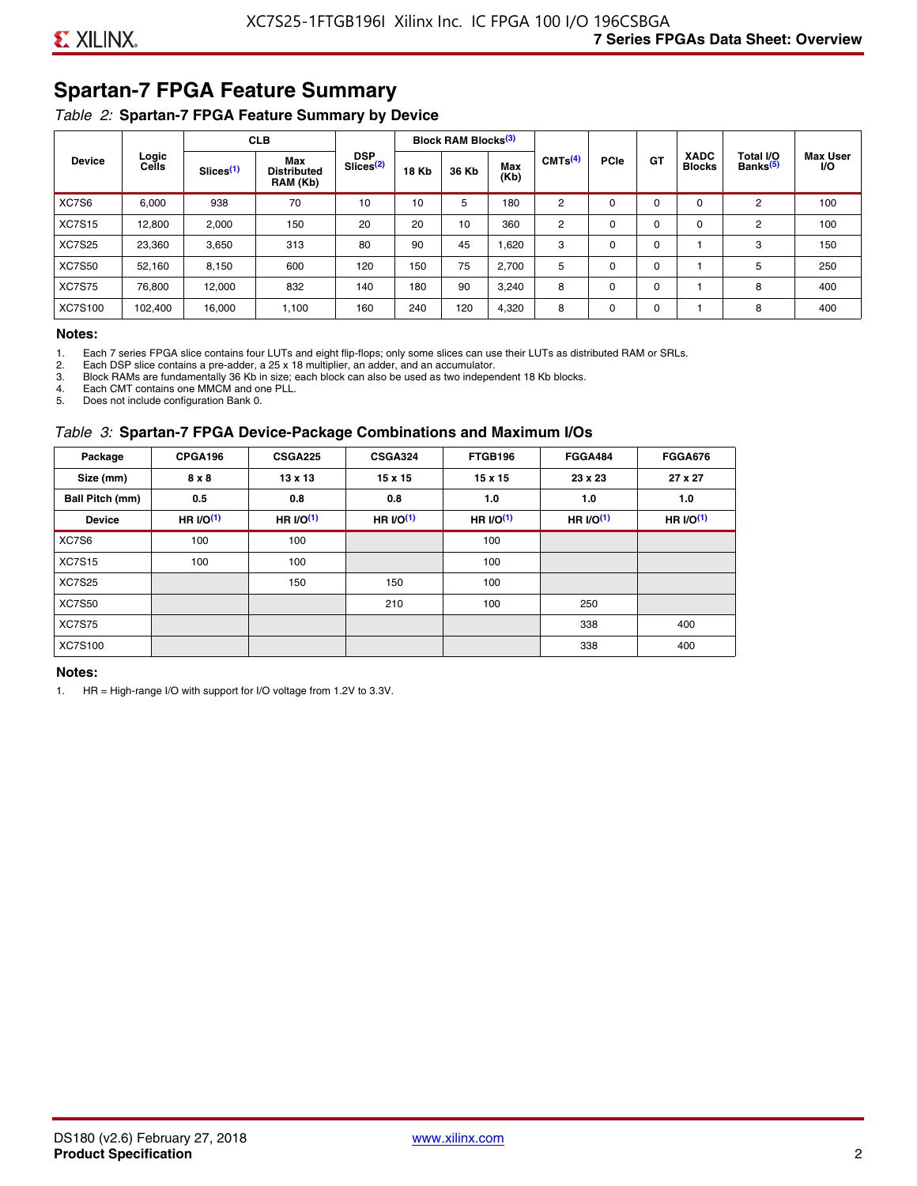## Spartan-7 FPGA Feature Summary

*Table 2:* **Spartan-7 FPGA Feature Summary by Device**

| Device | Logic Cells | CLB | | DSP Slices[2] | Block RAM Blocks[3] | | | CMTs[4] | PCIe | GT | XADC Blocks | Total I/O Banks[5] | Max User I/O |
|---|---|---|---|---|---|---|---|---|---|---|---|---|---|
| | | Slices[1] | Max Distributed RAM (Kb) | | 18 Kb | 36 Kb | Max (Kb) | | | | | | |
| XC7S6 | 6,000 | 938 | 70 | 10 | 10 | 5 | 180 | 2 | 0 | 0 | 0 | 2 | 100 |
| XC7S15 | 12,800 | 2,000 | 150 | 20 | 20 | 10 | 360 | 2 | 0 | 0 | 0 | 2 | 100 |
| XC7S25 | 23,360 | 3,650 | 313 | 80 | 90 | 45 | 1,620 | 3 | 0 | 0 | 1 | 3 | 150 |
| XC7S50 | 52,160 | 8,150 | 600 | 120 | 150 | 75 | 2,700 | 5 | 0 | 0 | 1 | 5 | 250 |
| XC7S75 | 76,800 | 12,000 | 832 | 140 | 180 | 90 | 3,240 | 8 | 0 | 0 | 1 | 8 | 400 |
| XC7S100 | 102,400 | 16,000 | 1,100 | 160 | 240 | 120 | 4,320 | 8 | 0 | 0 | 1 | 8 | 400 |

**Notes:**

1. Each 7 series FPGA slice contains four LUTs and eight flip-flops; only some slices can use their LUTs as distributed RAM or SRLs.
2. Each DSP slice contains a pre-adder, a 25 x 18 multiplier, an adder, and an accumulator.
3. Block RAMs are fundamentally 36 Kb in size; each block can also be used as two independent 18 Kb blocks.
4. Each CMT contains one MMCM and one PLL.
5. Does not include configuration Bank 0.

*Table 3:* **Spartan-7 FPGA Device-Package Combinations and Maximum I/Os**

| Package | CPGA196 | CSGA225 | CSGA324 | FTGB196 | FGGA484 | FGGA676 |
|---|---|---|---|---|---|---|
| Size (mm) | 8 x 8 | 13 x 13 | 15 x 15 | 15 x 15 | 23 x 23 | 27 x 27 |
| Ball Pitch (mm) | 0.5 | 0.8 | 0.8 | 1.0 | 1.0 | 1.0 |
| Device | HR I/O[1] | HR I/O[1] | HR I/O[1] | HR I/O[1] | HR I/O[1] | HR I/O[1] |
| XC7S6 | 100 | 100 | | 100 | | |
| XC7S15 | 100 | 100 | | 100 | | |
| XC7S25 | | 150 | 150 | 100 | | |
| XC7S50 | | | 210 | 100 | 250 | |
| XC7S75 | | | | | 338 | 400 |
| XC7S100 | | | | | 338 | 400 |

**Notes:**

1. HR = High-range I/O with support for I/O voltage from 1.2V to 3.3V.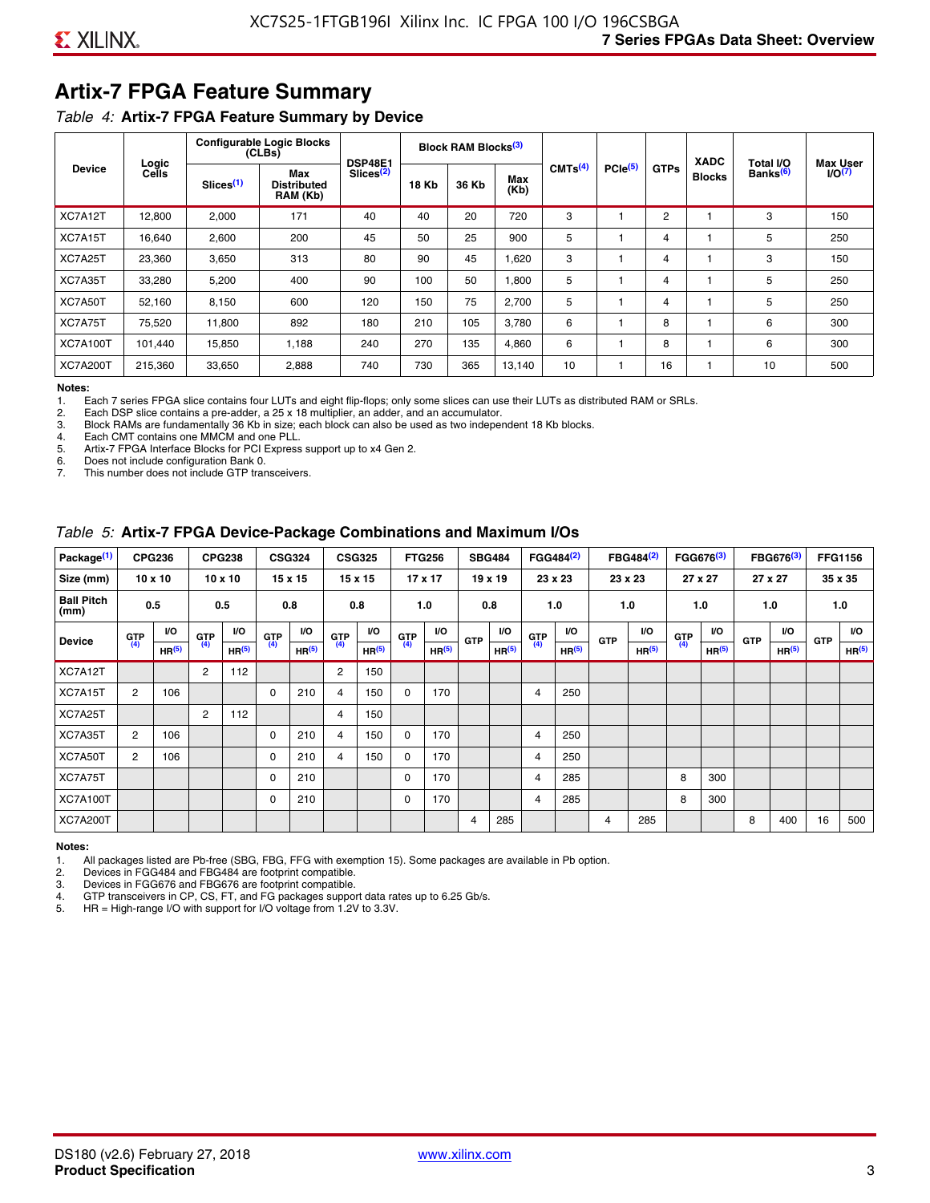# Artix-7 FPGA Feature Summary

*Table 4:* **Artix-7 FPGA Feature Summary by Device**

| Device | Logic Cells | Configurable Logic Blocks (CLBs) | | DSP48E1 Slices[2] | Block RAM Blocks[3] | | | CMTs[4] | PCIe[5] | GTPs | XADC Blocks | Total I/O Banks[6] | Max User I/O[7] |
|---|---|---|---|---|---|---|---|---|---|---|---|---|---|
| | | Slices[1] | Max Distributed RAM (Kb) | | 18 Kb | 36 Kb | Max (Kb) | | | | | | |
| XC7A12T | 12,800 | 2,000 | 171 | 40 | 40 | 20 | 720 | 3 | 1 | 2 | 1 | 3 | 150 |
| XC7A15T | 16,640 | 2,600 | 200 | 45 | 50 | 25 | 900 | 5 | 1 | 4 | 1 | 5 | 250 |
| XC7A25T | 23,360 | 3,650 | 313 | 80 | 90 | 45 | 1,620 | 3 | 1 | 4 | 1 | 3 | 150 |
| XC7A35T | 33,280 | 5,200 | 400 | 90 | 100 | 50 | 1,800 | 5 | 1 | 4 | 1 | 5 | 250 |
| XC7A50T | 52,160 | 8,150 | 600 | 120 | 150 | 75 | 2,700 | 5 | 1 | 4 | 1 | 5 | 250 |
| XC7A75T | 75,520 | 11,800 | 892 | 180 | 210 | 105 | 3,780 | 6 | 1 | 8 | 1 | 6 | 300 |
| XC7A100T | 101,440 | 15,850 | 1,188 | 240 | 270 | 135 | 4,860 | 6 | 1 | 8 | 1 | 6 | 300 |
| XC7A200T | 215,360 | 33,650 | 2,888 | 740 | 730 | 365 | 13,140 | 10 | 1 | 16 | 1 | 10 | 500 |

**Notes:**
1. Each 7 series FPGA slice contains four LUTs and eight flip-flops; only some slices can use their LUTs as distributed RAM or SRLs.
2. Each DSP slice contains a pre-adder, a 25 x 18 multiplier, an adder, and an accumulator.
3. Block RAMs are fundamentally 36 Kb in size; each block can also be used as two independent 18 Kb blocks.
4. Each CMT contains one MMCM and one PLL.
5. Artix-7 FPGA Interface Blocks for PCI Express support up to x4 Gen 2.
6. Does not include configuration Bank 0.
7. This number does not include GTP transceivers.

*Table 5:* **Artix-7 FPGA Device-Package Combinations and Maximum I/Os**

| Package[1] | CPG236 | | CPG238 | | CSG324 | | CSG325 | | FTG256 | | SBG484 | | FGG484[2] | | FBG484[2] | | FGG676[3] | | FBG676[3] | | FFG1156 | |
|---|---|---|---|---|---|---|---|---|---|---|---|---|---|---|---|---|---|---|---|---|---|---|
| Size (mm) | 10 x 10 | | 10 x 10 | | 15 x 15 | | 15 x 15 | | 17 x 17 | | 19 x 19 | | 23 x 23 | | 23 x 23 | | 27 x 27 | | 27 x 27 | | 35 x 35 | |
| Ball Pitch (mm) | 0.5 | | 0.5 | | 0.8 | | 0.8 | | 1.0 | | 0.8 | | 1.0 | | 1.0 | | 1.0 | | 1.0 | | 1.0 | |
| Device | GTP[4] | I/O HR[5] | GTP[4] | I/O HR[5] | GTP[4] | I/O HR[5] | GTP[4] | I/O HR[5] | GTP[4] | I/O HR[5] | GTP | I/O HR[5] | GTP[4] | I/O HR[5] | GTP | I/O HR[5] | GTP[4] | I/O HR[5] | GTP | I/O HR[5] | GTP | I/O HR[5] |
| XC7A12T | | | 2 | 112 | | | 2 | 150 | | | | | | | | | | | | | | |
| XC7A15T | 2 | 106 | | | 0 | 210 | 4 | 150 | 0 | 170 | | | 4 | 250 | | | | | | | | |
| XC7A25T | | | 2 | 112 | | | 4 | 150 | | | | | | | | | | | | | | |
| XC7A35T | 2 | 106 | | | 0 | 210 | 4 | 150 | 0 | 170 | | | 4 | 250 | | | | | | | | |
| XC7A50T | 2 | 106 | | | 0 | 210 | 4 | 150 | 0 | 170 | | | 4 | 250 | | | | | | | | |
| XC7A75T | | | | | 0 | 210 | | | 0 | 170 | | | 4 | 285 | | | 8 | 300 | | | | |
| XC7A100T | | | | | 0 | 210 | | | 0 | 170 | | | 4 | 285 | | | 8 | 300 | | | | |
| XC7A200T | | | | | | | | | | | 4 | 285 | | | 4 | 285 | | | 8 | 400 | 16 | 500 |

**Notes:**
1. All packages listed are Pb-free (SBG, FBG, FFG with exemption 15). Some packages are available in Pb option.
2. Devices in FGG484 and FBG484 are footprint compatible.
3. Devices in FGG676 and FBG676 are footprint compatible.
4. GTP transceivers in CP, CS, FT, and FG packages support data rates up to 6.25 Gb/s.
5. HR = High-range I/O with support for I/O voltage from 1.2V to 3.3V.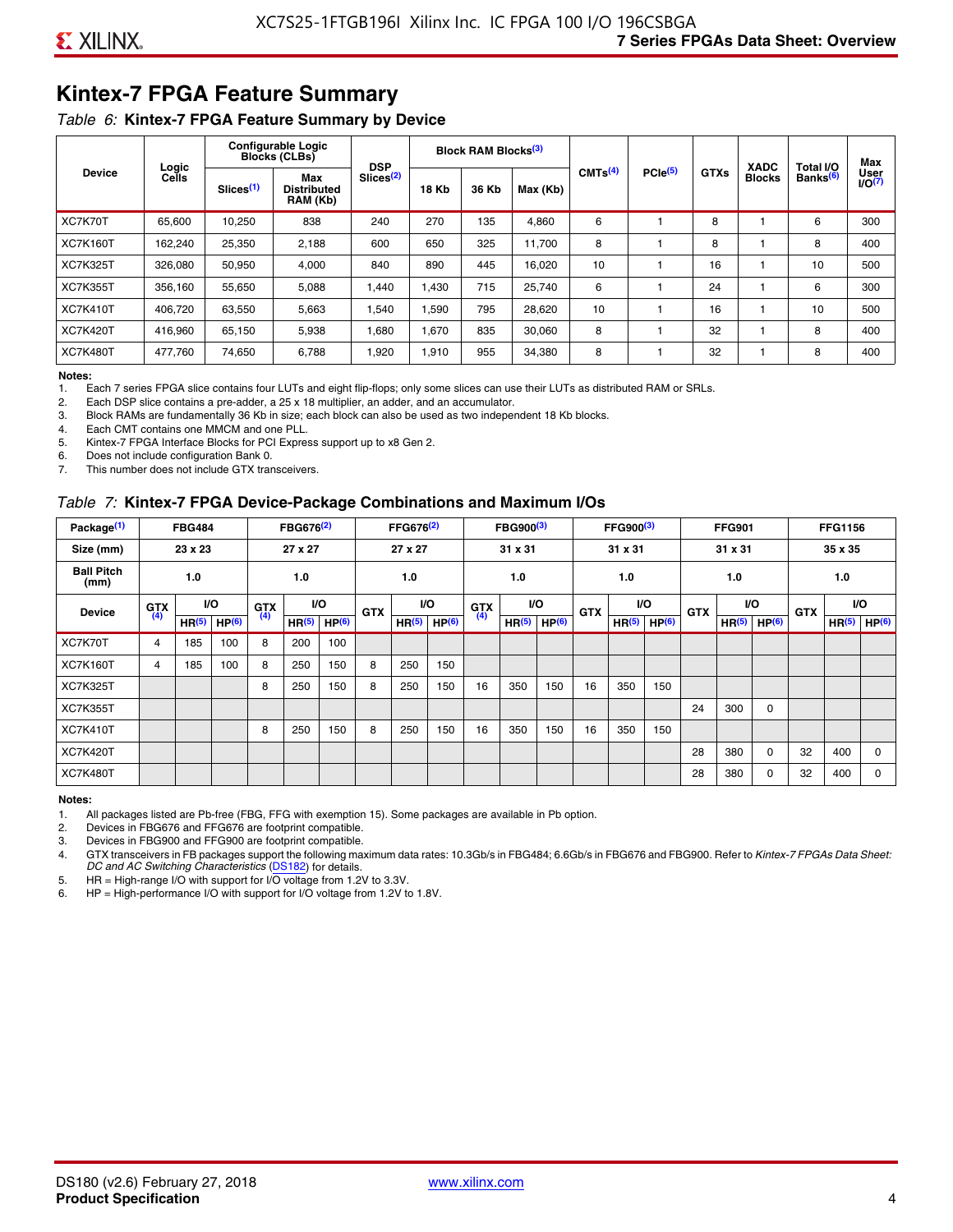# Kintex-7 FPGA Feature Summary

*Table 6:* **Kintex-7 FPGA Feature Summary by Device**

| Device | Logic Cells | Configurable Logic Blocks (CLBs) | | DSP Slices[2] | Block RAM Blocks[3] | | | CMTs[4] | PCIe[5] | GTXs | XADC Blocks | Total I/O Banks[6] | Max User I/O[7] |
|---|---|---|---|---|---|---|---|---|---|---|---|---|---|
| | | Slices[1] | Max Distributed RAM (Kb) | | 18 Kb | 36 Kb | Max (Kb) | | | | | | |
| XC7K70T | 65,600 | 10,250 | 838 | 240 | 270 | 135 | 4,860 | 6 | 1 | 8 | 1 | 6 | 300 |
| XC7K160T | 162,240 | 25,350 | 2,188 | 600 | 650 | 325 | 11,700 | 8 | 1 | 8 | 1 | 8 | 400 |
| XC7K325T | 326,080 | 50,950 | 4,000 | 840 | 890 | 445 | 16,020 | 10 | 1 | 16 | 1 | 10 | 500 |
| XC7K355T | 356,160 | 55,650 | 5,088 | 1,440 | 1,430 | 715 | 25,740 | 6 | 1 | 24 | 1 | 6 | 300 |
| XC7K410T | 406,720 | 63,550 | 5,663 | 1,540 | 1,590 | 795 | 28,620 | 10 | 1 | 16 | 1 | 10 | 500 |
| XC7K420T | 416,960 | 65,150 | 5,938 | 1,680 | 1,670 | 835 | 30,060 | 8 | 1 | 32 | 1 | 8 | 400 |
| XC7K480T | 477,760 | 74,650 | 6,788 | 1,920 | 1,910 | 955 | 34,380 | 8 | 1 | 32 | 1 | 8 | 400 |

**Notes:**
1. Each 7 series FPGA slice contains four LUTs and eight flip-flops; only some slices can use their LUTs as distributed RAM or SRLs.
2. Each DSP slice contains a pre-adder, a 25 x 18 multiplier, an adder, and an accumulator.
3. Block RAMs are fundamentally 36 Kb in size; each block can also be used as two independent 18 Kb blocks.
4. Each CMT contains one MMCM and one PLL.
5. Kintex-7 FPGA Interface Blocks for PCI Express support up to x8 Gen 2.
6. Does not include configuration Bank 0.
7. This number does not include GTX transceivers.

*Table 7:* **Kintex-7 FPGA Device-Package Combinations and Maximum I/Os**

| Package[1] | FBG484 | | | FBG676[2] | | | FFG676[2] | | | FBG900[3] | | | FFG900[3] | | | FFG901 | | | FFG1156 | | |
|---|---|---|---|---|---|---|---|---|---|---|---|---|---|---|---|---|---|---|---|---|---|
| Size (mm) | 23 x 23 | | | 27 x 27 | | | 27 x 27 | | | 31 x 31 | | | 31 x 31 | | | 31 x 31 | | | 35 x 35 | | |
| Ball Pitch (mm) | 1.0 | | | 1.0 | | | 1.0 | | | 1.0 | | | 1.0 | | | 1.0 | | | 1.0 | | |
| Device | GTX[4] | I/O | | GTX[4] | I/O | | GTX | I/O | | GTX[4] | I/O | | GTX | I/O | | GTX | I/O | | GTX | I/O | |
| | | HR[5] | HP[6] | | HR[5] | HP[6] | | HR[5] | HP[6] | | HR[5] | HP[6] | | HR[5] | HP[6] | | HR[5] | HP[6] | | HR[5] | HP[6] |
| XC7K70T | 4 | 185 | 100 | 8 | 200 | 100 | | | | | | | | | | | | | | | |
| XC7K160T | 4 | 185 | 100 | 8 | 250 | 150 | 8 | 250 | 150 | | | | | | | | | | | | |
| XC7K325T | | | | 8 | 250 | 150 | 8 | 250 | 150 | 16 | 350 | 150 | 16 | 350 | 150 | | | | | | |
| XC7K355T | | | | | | | | | | | | | | | | 24 | 300 | 0 | | | |
| XC7K410T | | | | 8 | 250 | 150 | 8 | 250 | 150 | 16 | 350 | 150 | 16 | 350 | 150 | | | | | | |
| XC7K420T | | | | | | | | | | | | | | | | 28 | 380 | 0 | 32 | 400 | 0 |
| XC7K480T | | | | | | | | | | | | | | | | 28 | 380 | 0 | 32 | 400 | 0 |

**Notes:**
1. All packages listed are Pb-free (FBG, FFG with exemption 15). Some packages are available in Pb option.
2. Devices in FBG676 and FFG676 are footprint compatible.
3. Devices in FBG900 and FFG900 are footprint compatible.
4. GTX transceivers in FB packages support the following maximum data rates: 10.3Gb/s in FBG484; 6.6Gb/s in FBG676 and FBG900. Refer to *Kintex-7 FPGAs Data Sheet: DC and AC Switching Characteristics* (DS182) for details.
5. HR = High-range I/O with support for I/O voltage from 1.2V to 3.3V.
6. HP = High-performance I/O with support for I/O voltage from 1.2V to 1.8V.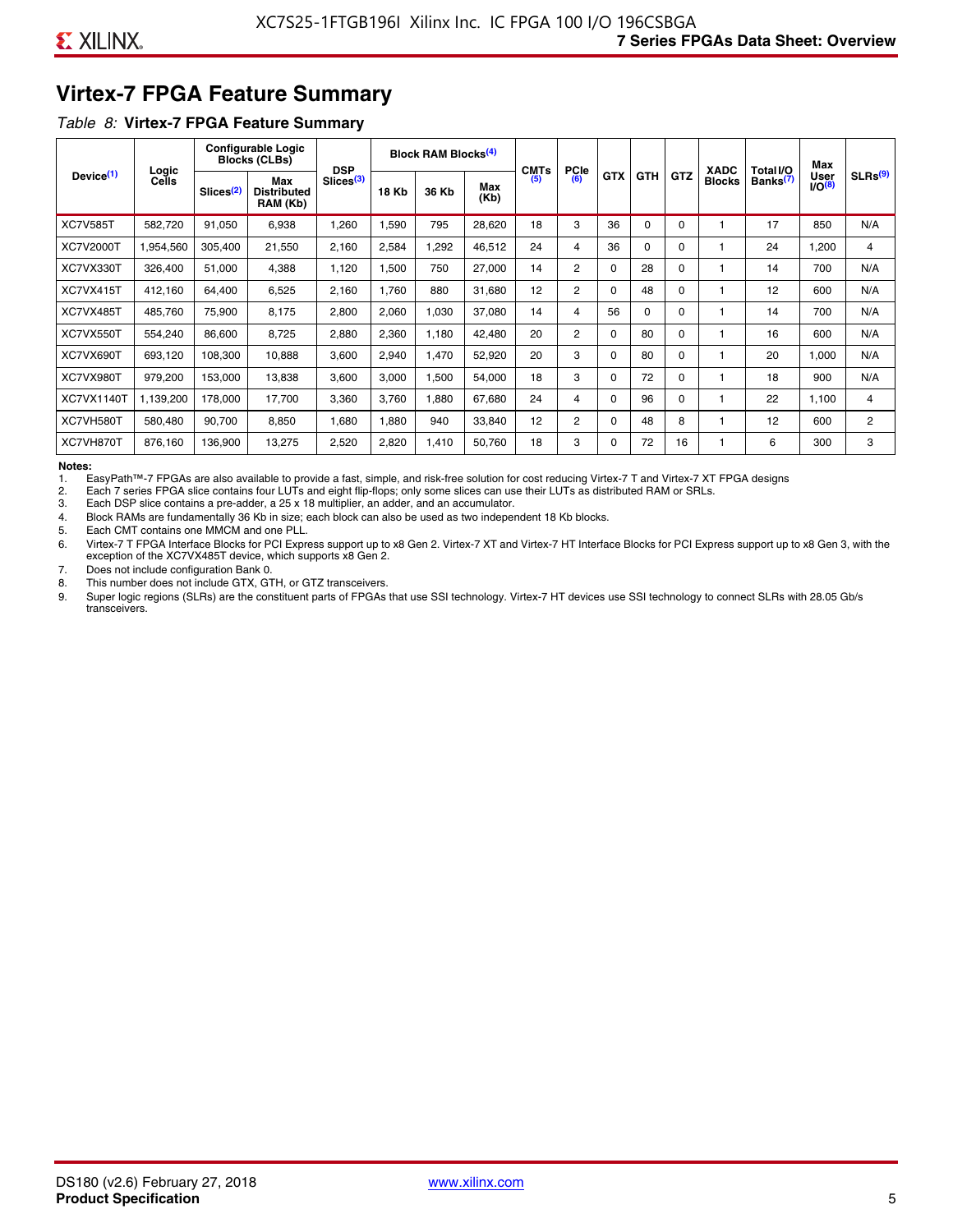# Virtex-7 FPGA Feature Summary

*Table 8:* **Virtex-7 FPGA Feature Summary**

| Device[(1)] | Logic Cells | Configurable Logic Blocks (CLBs) | | DSP Slices[(3)] | Block RAM Blocks[(4)] | | | CMTs [(5)] | PCIe [(6)] | GTX | GTH | GTZ | XADC Blocks | Total I/O Banks[(7)] | Max User I/O[(8)] | SLRs[(9)] |
|---|---|---|---|---|---|---|---|---|---|---|---|---|---|---|---|---|
| | | Slices[(2)] | Max Distributed RAM (Kb) | | 18 Kb | 36 Kb | Max (Kb) | | | | | | | | | |
| XC7V585T | 582,720 | 91,050 | 6,938 | 1,260 | 1,590 | 795 | 28,620 | 18 | 3 | 36 | 0 | 0 | 1 | 17 | 850 | N/A |
| XC7V2000T | 1,954,560 | 305,400 | 21,550 | 2,160 | 2,584 | 1,292 | 46,512 | 24 | 4 | 36 | 0 | 0 | 1 | 24 | 1,200 | 4 |
| XC7VX330T | 326,400 | 51,000 | 4,388 | 1,120 | 1,500 | 750 | 27,000 | 14 | 2 | 0 | 28 | 0 | 1 | 14 | 700 | N/A |
| XC7VX415T | 412,160 | 64,400 | 6,525 | 2,160 | 1,760 | 880 | 31,680 | 12 | 2 | 0 | 48 | 0 | 1 | 12 | 600 | N/A |
| XC7VX485T | 485,760 | 75,900 | 8,175 | 2,800 | 2,060 | 1,030 | 37,080 | 14 | 4 | 56 | 0 | 0 | 1 | 14 | 700 | N/A |
| XC7VX550T | 554,240 | 86,600 | 8,725 | 2,880 | 2,360 | 1,180 | 42,480 | 20 | 2 | 0 | 80 | 0 | 1 | 16 | 600 | N/A |
| XC7VX690T | 693,120 | 108,300 | 10,888 | 3,600 | 2,940 | 1,470 | 52,920 | 20 | 3 | 0 | 80 | 0 | 1 | 20 | 1,000 | N/A |
| XC7VX980T | 979,200 | 153,000 | 13,838 | 3,600 | 3,000 | 1,500 | 54,000 | 18 | 3 | 0 | 72 | 0 | 1 | 18 | 900 | N/A |
| XC7VX1140T | 1,139,200 | 178,000 | 17,700 | 3,360 | 3,760 | 1,880 | 67,680 | 24 | 4 | 0 | 96 | 0 | 1 | 22 | 1,100 | 4 |
| XC7VH580T | 580,480 | 90,700 | 8,850 | 1,680 | 1,880 | 940 | 33,840 | 12 | 2 | 0 | 48 | 8 | 1 | 12 | 600 | 2 |
| XC7VH870T | 876,160 | 136,900 | 13,275 | 2,520 | 2,820 | 1,410 | 50,760 | 18 | 3 | 0 | 72 | 16 | 1 | 6 | 300 | 3 |

**Notes:**

1. EasyPath™-7 FPGAs are also available to provide a fast, simple, and risk-free solution for cost reducing Virtex-7 T and Virtex-7 XT FPGA designs
2. Each 7 series FPGA slice contains four LUTs and eight flip-flops; only some slices can use their LUTs as distributed RAM or SRLs.
3. Each DSP slice contains a pre-adder, a 25 x 18 multiplier, an adder, and an accumulator.
4. Block RAMs are fundamentally 36 Kb in size; each block can also be used as two independent 18 Kb blocks.
5. Each CMT contains one MMCM and one PLL.
6. Virtex-7 T FPGA Interface Blocks for PCI Express support up to x8 Gen 2. Virtex-7 XT and Virtex-7 HT Interface Blocks for PCI Express support up to x8 Gen 3, with the exception of the XC7VX485T device, which supports x8 Gen 2.
7. Does not include configuration Bank 0.
8. This number does not include GTX, GTH, or GTZ transceivers.
9. Super logic regions (SLRs) are the constituent parts of FPGAs that use SSI technology. Virtex-7 HT devices use SSI technology to connect SLRs with 28.05 Gb/s transceivers.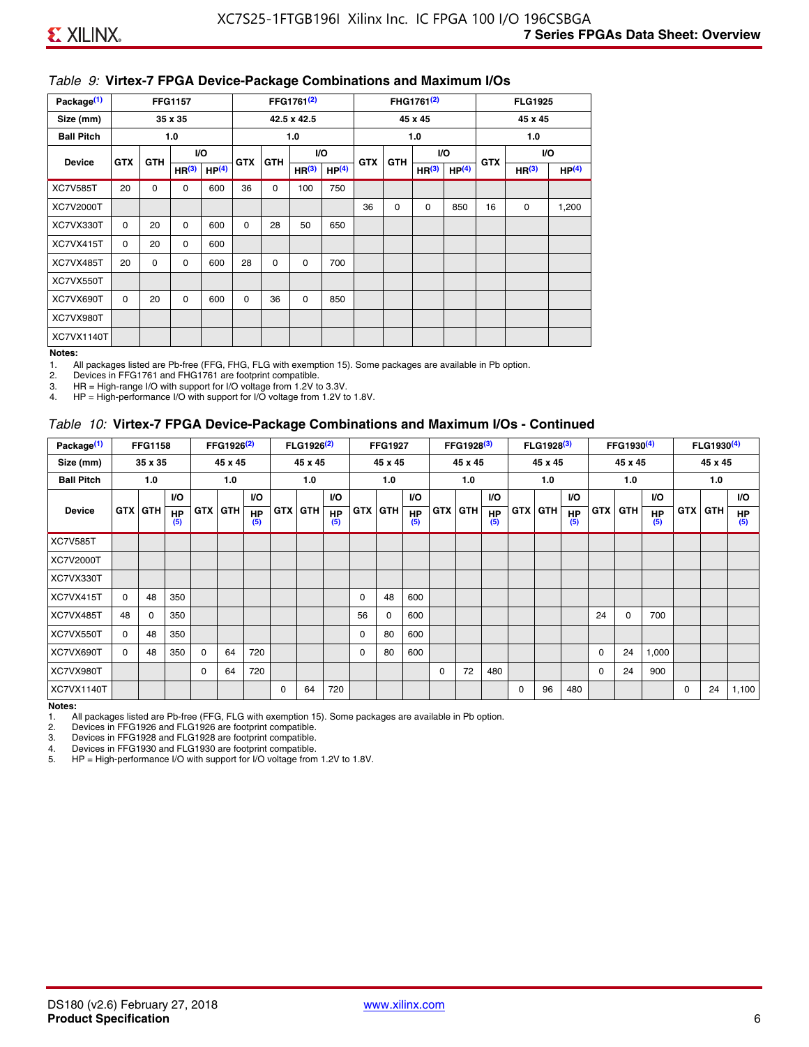*Table 9:* **Virtex-7 FPGA Device-Package Combinations and Maximum I/Os**

| Package[1] | FFG1157 | | | | FFG1761[2] | | | | FHG1761[2] | | | | FLG1925 | | |
|---|---|---|---|---|---|---|---|---|---|---|---|---|---|---|---|
| Size (mm) | 35 x 35 | | | | 42.5 x 42.5 | | | | 45 x 45 | | | | 45 x 45 | | |
| Ball Pitch | 1.0 | | | | 1.0 | | | | 1.0 | | | | 1.0 | | |
| Device | GTX | GTH | I/O HR[3] | I/O HP[4] | GTX | GTH | I/O HR[3] | I/O HP[4] | GTX | GTH | I/O HR[3] | I/O HP[4] | GTX | I/O HR[3] | I/O HP[4] |
| XC7V585T | 20 | 0 | 0 | 600 | 36 | 0 | 100 | 750 | | | | | | | |
| XC7V2000T | | | | | | | | | 36 | 0 | 0 | 850 | 16 | 0 | 1,200 |
| XC7VX330T | 0 | 20 | 0 | 600 | 0 | 28 | 50 | 650 | | | | | | | |
| XC7VX415T | 0 | 20 | 0 | 600 | | | | | | | | | | | |
| XC7VX485T | 20 | 0 | 0 | 600 | 28 | 0 | 0 | 700 | | | | | | | |
| XC7VX550T | | | | | | | | | | | | | | | |
| XC7VX690T | 0 | 20 | 0 | 600 | 0 | 36 | 0 | 850 | | | | | | | |
| XC7VX980T | | | | | | | | | | | | | | | |
| XC7VX1140T | | | | | | | | | | | | | | | |

**Notes:**

1. All packages listed are Pb-free (FFG, FHG, FLG with exemption 15). Some packages are available in Pb option.
2. Devices in FFG1761 and FHG1761 are footprint compatible.
3. HR = High-range I/O with support for I/O voltage from 1.2V to 3.3V.
4. HP = High-performance I/O with support for I/O voltage from 1.2V to 1.8V.

*Table 10:* **Virtex-7 FPGA Device-Package Combinations and Maximum I/Os - Continued**

| Package[1] | FFG1158 | | | FFG1926[2] | | | FLG1926[2] | | | FFG1927 | | | FFG1928[3] | | | FLG1928[3] | | | FFG1930[4] | | | FLG1930[4] | | |
|---|---|---|---|---|---|---|---|---|---|---|---|---|---|---|---|---|---|---|---|---|---|---|---|---|
| Size (mm) | 35 x 35 | | | 45 x 45 | | | 45 x 45 | | | 45 x 45 | | | 45 x 45 | | | 45 x 45 | | | 45 x 45 | | | 45 x 45 | | |
| Ball Pitch | 1.0 | | | 1.0 | | | 1.0 | | | 1.0 | | | 1.0 | | | 1.0 | | | 1.0 | | | 1.0 | | |
| Device | GTX | GTH | I/O HP[5] | GTX | GTH | I/O HP[5] | GTX | GTH | I/O HP[5] | GTX | GTH | I/O HP[5] | GTX | GTH | I/O HP[5] | GTX | GTH | I/O HP[5] | GTX | GTH | I/O HP[5] | GTX | GTH | I/O HP[5] |
| XC7V585T | | | | | | | | | | | | | | | | | | | | | | | | |
| XC7V2000T | | | | | | | | | | | | | | | | | | | | | | | | |
| XC7VX330T | | | | | | | | | | | | | | | | | | | | | | | | |
| XC7VX415T | 0 | 48 | 350 | | | | | | | 0 | 48 | 600 | | | | | | | | | | | | |
| XC7VX485T | 48 | 0 | 350 | | | | | | | 56 | 0 | 600 | | | | | | | 24 | 0 | 700 | | | |
| XC7VX550T | 0 | 48 | 350 | | | | | | | 0 | 80 | 600 | | | | | | | | | | | | |
| XC7VX690T | 0 | 48 | 350 | 0 | 64 | 720 | | | | 0 | 80 | 600 | | | | | | | 0 | 24 | 1,000 | | | |
| XC7VX980T | | | | 0 | 64 | 720 | | | | | | | 0 | 72 | 480 | | | | 0 | 24 | 900 | | | |
| XC7VX1140T | | | | | | | 0 | 64 | 720 | | | | | | | 0 | 96 | 480 | | | | 0 | 24 | 1,100 |

**Notes:**

1. All packages listed are Pb-free (FFG, FLG with exemption 15). Some packages are available in Pb option.
2. Devices in FFG1926 and FLG1926 are footprint compatible.
3. Devices in FFG1928 and FLG1928 are footprint compatible.
4. Devices in FFG1930 and FLG1930 are footprint compatible.
5. HP = High-performance I/O with support for I/O voltage from 1.2V to 1.8V.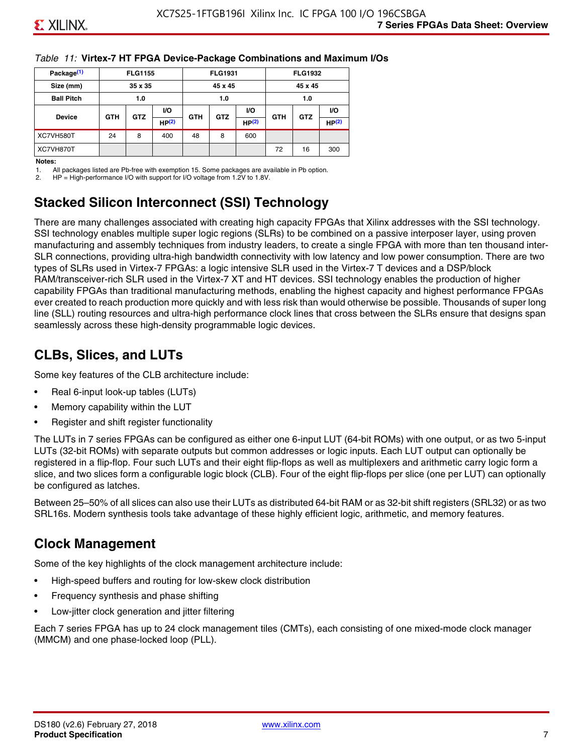*Table 11:* **Virtex-7 HT FPGA Device-Package Combinations and Maximum I/Os**

| Package(1) | FLG1155 | | | FLG1931 | | | FLG1932 | | |
|---|---|---|---|---|---|---|---|---|---|
| Size (mm) | 35 x 35 | | | 45 x 45 | | | 45 x 45 | | |
| Ball Pitch | 1.0 | | | 1.0 | | | 1.0 | | |
| Device | GTH | GTZ | I/O HP(2) | GTH | GTZ | I/O HP(2) | GTH | GTZ | I/O HP(2) |
| XC7VH580T | 24 | 8 | 400 | 48 | 8 | 600 | | | |
| XC7VH870T | | | | | | | 72 | 16 | 300 |

**Notes:**

1. All packages listed are Pb-free with exemption 15. Some packages are available in Pb option.
2. HP = High-performance I/O with support for I/O voltage from 1.2V to 1.8V.

## Stacked Silicon Interconnect (SSI) Technology

There are many challenges associated with creating high capacity FPGAs that Xilinx addresses with the SSI technology. SSI technology enables multiple super logic regions (SLRs) to be combined on a passive interposer layer, using proven manufacturing and assembly techniques from industry leaders, to create a single FPGA with more than ten thousand inter-SLR connections, providing ultra-high bandwidth connectivity with low latency and low power consumption. There are two types of SLRs used in Virtex-7 FPGAs: a logic intensive SLR used in the Virtex-7 T devices and a DSP/block RAM/transceiver-rich SLR used in the Virtex-7 XT and HT devices. SSI technology enables the production of higher capability FPGAs than traditional manufacturing methods, enabling the highest capacity and highest performance FPGAs ever created to reach production more quickly and with less risk than would otherwise be possible. Thousands of super long line (SLL) routing resources and ultra-high performance clock lines that cross between the SLRs ensure that designs span seamlessly across these high-density programmable logic devices.

## CLBs, Slices, and LUTs

Some key features of the CLB architecture include:

- Real 6-input look-up tables (LUTs)
- Memory capability within the LUT
- Register and shift register functionality

The LUTs in 7 series FPGAs can be configured as either one 6-input LUT (64-bit ROMs) with one output, or as two 5-input LUTs (32-bit ROMs) with separate outputs but common addresses or logic inputs. Each LUT output can optionally be registered in a flip-flop. Four such LUTs and their eight flip-flops as well as multiplexers and arithmetic carry logic form a slice, and two slices form a configurable logic block (CLB). Four of the eight flip-flops per slice (one per LUT) can optionally be configured as latches.

Between 25–50% of all slices can also use their LUTs as distributed 64-bit RAM or as 32-bit shift registers (SRL32) or as two SRL16s. Modern synthesis tools take advantage of these highly efficient logic, arithmetic, and memory features.

## Clock Management

Some of the key highlights of the clock management architecture include:

- High-speed buffers and routing for low-skew clock distribution
- Frequency synthesis and phase shifting
- Low-jitter clock generation and jitter filtering

Each 7 series FPGA has up to 24 clock management tiles (CMTs), each consisting of one mixed-mode clock manager (MMCM) and one phase-locked loop (PLL).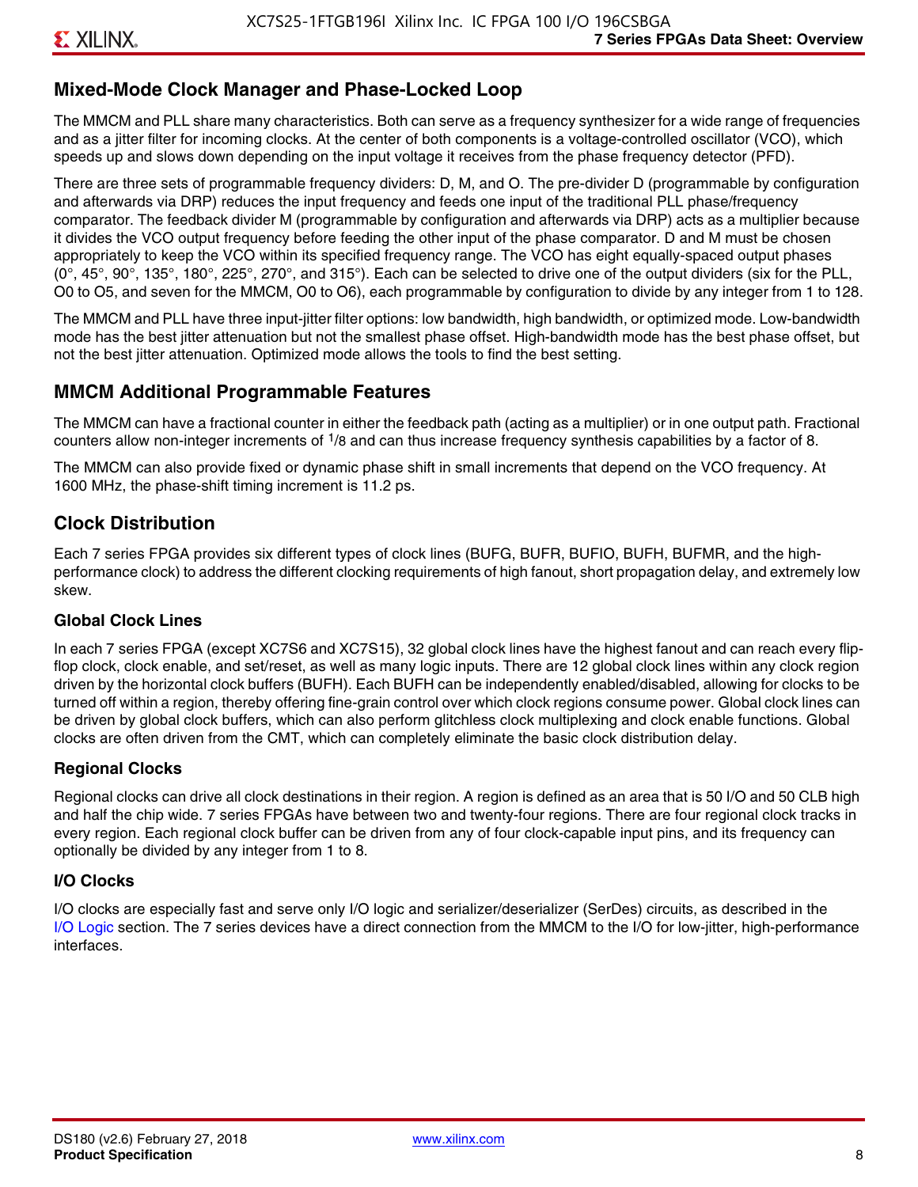## Mixed-Mode Clock Manager and Phase-Locked Loop

The MMCM and PLL share many characteristics. Both can serve as a frequency synthesizer for a wide range of frequencies and as a jitter filter for incoming clocks. At the center of both components is a voltage-controlled oscillator (VCO), which speeds up and slows down depending on the input voltage it receives from the phase frequency detector (PFD).

There are three sets of programmable frequency dividers: D, M, and O. The pre-divider D (programmable by configuration and afterwards via DRP) reduces the input frequency and feeds one input of the traditional PLL phase/frequency comparator. The feedback divider M (programmable by configuration and afterwards via DRP) acts as a multiplier because it divides the VCO output frequency before feeding the other input of the phase comparator. D and M must be chosen appropriately to keep the VCO within its specified frequency range. The VCO has eight equally-spaced output phases (0°, 45°, 90°, 135°, 180°, 225°, 270°, and 315°). Each can be selected to drive one of the output dividers (six for the PLL, O0 to O5, and seven for the MMCM, O0 to O6), each programmable by configuration to divide by any integer from 1 to 128.

The MMCM and PLL have three input-jitter filter options: low bandwidth, high bandwidth, or optimized mode. Low-bandwidth mode has the best jitter attenuation but not the smallest phase offset. High-bandwidth mode has the best phase offset, but not the best jitter attenuation. Optimized mode allows the tools to find the best setting.

## MMCM Additional Programmable Features

The MMCM can have a fractional counter in either the feedback path (acting as a multiplier) or in one output path. Fractional counters allow non-integer increments of $^1/_8$ and can thus increase frequency synthesis capabilities by a factor of 8.

The MMCM can also provide fixed or dynamic phase shift in small increments that depend on the VCO frequency. At 1600 MHz, the phase-shift timing increment is 11.2 ps.

## Clock Distribution

Each 7 series FPGA provides six different types of clock lines (BUFG, BUFR, BUFIO, BUFH, BUFMR, and the high-performance clock) to address the different clocking requirements of high fanout, short propagation delay, and extremely low skew.

### Global Clock Lines

In each 7 series FPGA (except XC7S6 and XC7S15), 32 global clock lines have the highest fanout and can reach every flip-flop clock, clock enable, and set/reset, as well as many logic inputs. There are 12 global clock lines within any clock region driven by the horizontal clock buffers (BUFH). Each BUFH can be independently enabled/disabled, allowing for clocks to be turned off within a region, thereby offering fine-grain control over which clock regions consume power. Global clock lines can be driven by global clock buffers, which can also perform glitchless clock multiplexing and clock enable functions. Global clocks are often driven from the CMT, which can completely eliminate the basic clock distribution delay.

### Regional Clocks

Regional clocks can drive all clock destinations in their region. A region is defined as an area that is 50 I/O and 50 CLB high and half the chip wide. 7 series FPGAs have between two and twenty-four regions. There are four regional clock tracks in every region. Each regional clock buffer can be driven from any of four clock-capable input pins, and its frequency can optionally be divided by any integer from 1 to 8.

### I/O Clocks

I/O clocks are especially fast and serve only I/O logic and serializer/deserializer (SerDes) circuits, as described in the I/O Logic section. The 7 series devices have a direct connection from the MMCM to the I/O for low-jitter, high-performance interfaces.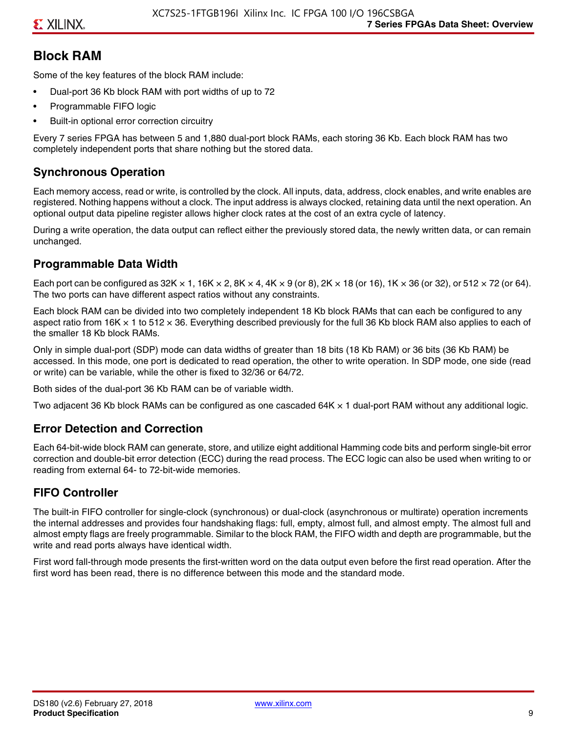## Block RAM

Some of the key features of the block RAM include:

- Dual-port 36 Kb block RAM with port widths of up to 72
- Programmable FIFO logic
- Built-in optional error correction circuitry

Every 7 series FPGA has between 5 and 1,880 dual-port block RAMs, each storing 36 Kb. Each block RAM has two completely independent ports that share nothing but the stored data.

### Synchronous Operation

Each memory access, read or write, is controlled by the clock. All inputs, data, address, clock enables, and write enables are registered. Nothing happens without a clock. The input address is always clocked, retaining data until the next operation. An optional output data pipeline register allows higher clock rates at the cost of an extra cycle of latency.

During a write operation, the data output can reflect either the previously stored data, the newly written data, or can remain unchanged.

### Programmable Data Width

Each port can be configured as 32K × 1, 16K × 2, 8K × 4, 4K × 9 (or 8), 2K × 18 (or 16), 1K × 36 (or 32), or 512 × 72 (or 64). The two ports can have different aspect ratios without any constraints.

Each block RAM can be divided into two completely independent 18 Kb block RAMs that can each be configured to any aspect ratio from 16K × 1 to 512 × 36. Everything described previously for the full 36 Kb block RAM also applies to each of the smaller 18 Kb block RAMs.

Only in simple dual-port (SDP) mode can data widths of greater than 18 bits (18 Kb RAM) or 36 bits (36 Kb RAM) be accessed. In this mode, one port is dedicated to read operation, the other to write operation. In SDP mode, one side (read or write) can be variable, while the other is fixed to 32/36 or 64/72.

Both sides of the dual-port 36 Kb RAM can be of variable width.

Two adjacent 36 Kb block RAMs can be configured as one cascaded 64K × 1 dual-port RAM without any additional logic.

### Error Detection and Correction

Each 64-bit-wide block RAM can generate, store, and utilize eight additional Hamming code bits and perform single-bit error correction and double-bit error detection (ECC) during the read process. The ECC logic can also be used when writing to or reading from external 64- to 72-bit-wide memories.

### FIFO Controller

The built-in FIFO controller for single-clock (synchronous) or dual-clock (asynchronous or multirate) operation increments the internal addresses and provides four handshaking flags: full, empty, almost full, and almost empty. The almost full and almost empty flags are freely programmable. Similar to the block RAM, the FIFO width and depth are programmable, but the write and read ports always have identical width.

First word fall-through mode presents the first-written word on the data output even before the first read operation. After the first word has been read, there is no difference between this mode and the standard mode.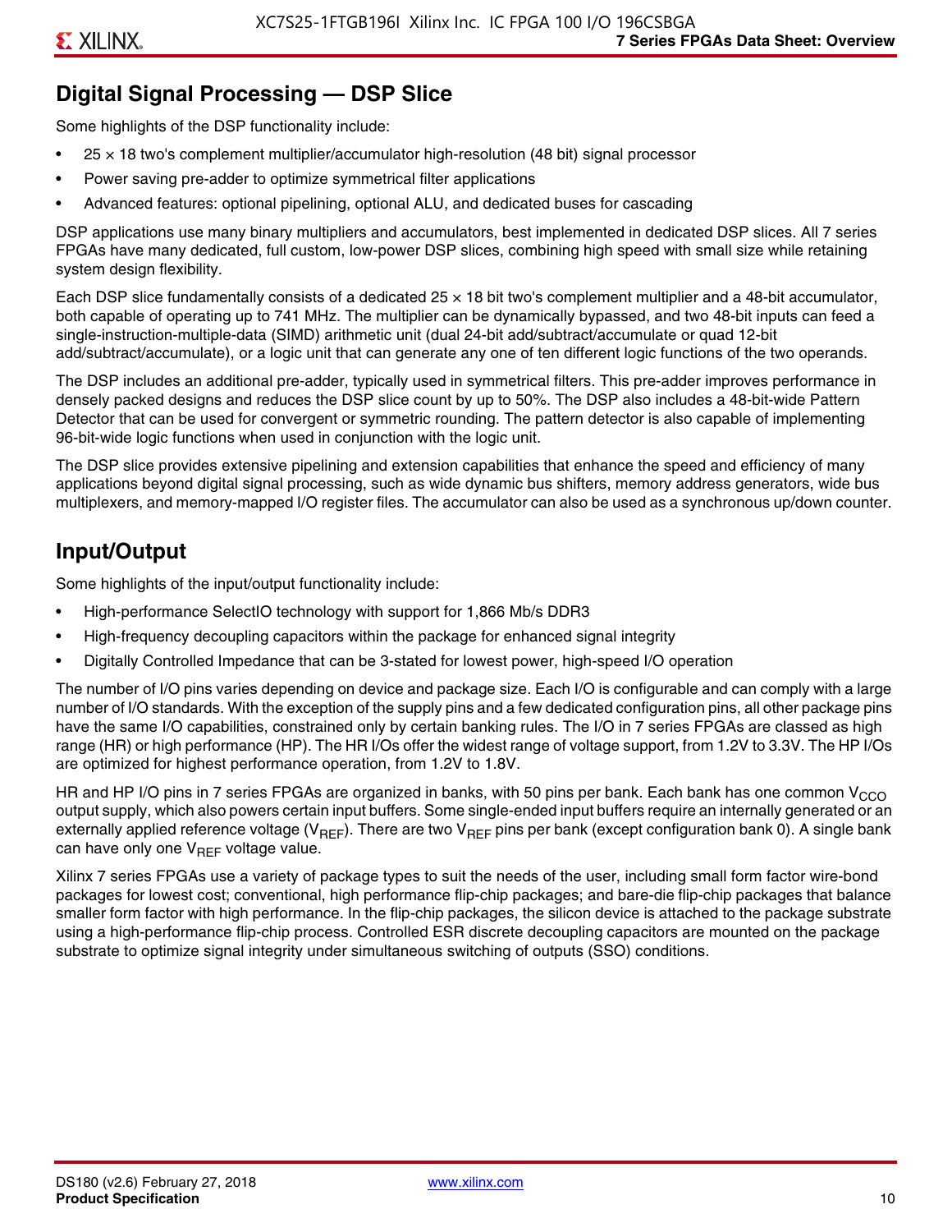## Digital Signal Processing — DSP Slice

Some highlights of the DSP functionality include:

- 25 × 18 two's complement multiplier/accumulator high-resolution (48 bit) signal processor
- Power saving pre-adder to optimize symmetrical filter applications
- Advanced features: optional pipelining, optional ALU, and dedicated buses for cascading

DSP applications use many binary multipliers and accumulators, best implemented in dedicated DSP slices. All 7 series FPGAs have many dedicated, full custom, low-power DSP slices, combining high speed with small size while retaining system design flexibility.

Each DSP slice fundamentally consists of a dedicated 25 × 18 bit two's complement multiplier and a 48-bit accumulator, both capable of operating up to 741 MHz. The multiplier can be dynamically bypassed, and two 48-bit inputs can feed a single-instruction-multiple-data (SIMD) arithmetic unit (dual 24-bit add/subtract/accumulate or quad 12-bit add/subtract/accumulate), or a logic unit that can generate any one of ten different logic functions of the two operands.

The DSP includes an additional pre-adder, typically used in symmetrical filters. This pre-adder improves performance in densely packed designs and reduces the DSP slice count by up to 50%. The DSP also includes a 48-bit-wide Pattern Detector that can be used for convergent or symmetric rounding. The pattern detector is also capable of implementing 96-bit-wide logic functions when used in conjunction with the logic unit.

The DSP slice provides extensive pipelining and extension capabilities that enhance the speed and efficiency of many applications beyond digital signal processing, such as wide dynamic bus shifters, memory address generators, wide bus multiplexers, and memory-mapped I/O register files. The accumulator can also be used as a synchronous up/down counter.

## Input/Output

Some highlights of the input/output functionality include:

- High-performance SelectIO technology with support for 1,866 Mb/s DDR3
- High-frequency decoupling capacitors within the package for enhanced signal integrity
- Digitally Controlled Impedance that can be 3-stated for lowest power, high-speed I/O operation

The number of I/O pins varies depending on device and package size. Each I/O is configurable and can comply with a large number of I/O standards. With the exception of the supply pins and a few dedicated configuration pins, all other package pins have the same I/O capabilities, constrained only by certain banking rules. The I/O in 7 series FPGAs are classed as high range (HR) or high performance (HP). The HR I/Os offer the widest range of voltage support, from 1.2V to 3.3V. The HP I/Os are optimized for highest performance operation, from 1.2V to 1.8V.

HR and HP I/O pins in 7 series FPGAs are organized in banks, with 50 pins per bank. Each bank has one common $V_{CCO}$ output supply, which also powers certain input buffers. Some single-ended input buffers require an internally generated or an externally applied reference voltage ($V_{REF}$). There are two $V_{REF}$ pins per bank (except configuration bank 0). A single bank can have only one $V_{REF}$ voltage value.

Xilinx 7 series FPGAs use a variety of package types to suit the needs of the user, including small form factor wire-bond packages for lowest cost; conventional, high performance flip-chip packages; and bare-die flip-chip packages that balance smaller form factor with high performance. In the flip-chip packages, the silicon device is attached to the package substrate using a high-performance flip-chip process. Controlled ESR discrete decoupling capacitors are mounted on the package substrate to optimize signal integrity under simultaneous switching of outputs (SSO) conditions.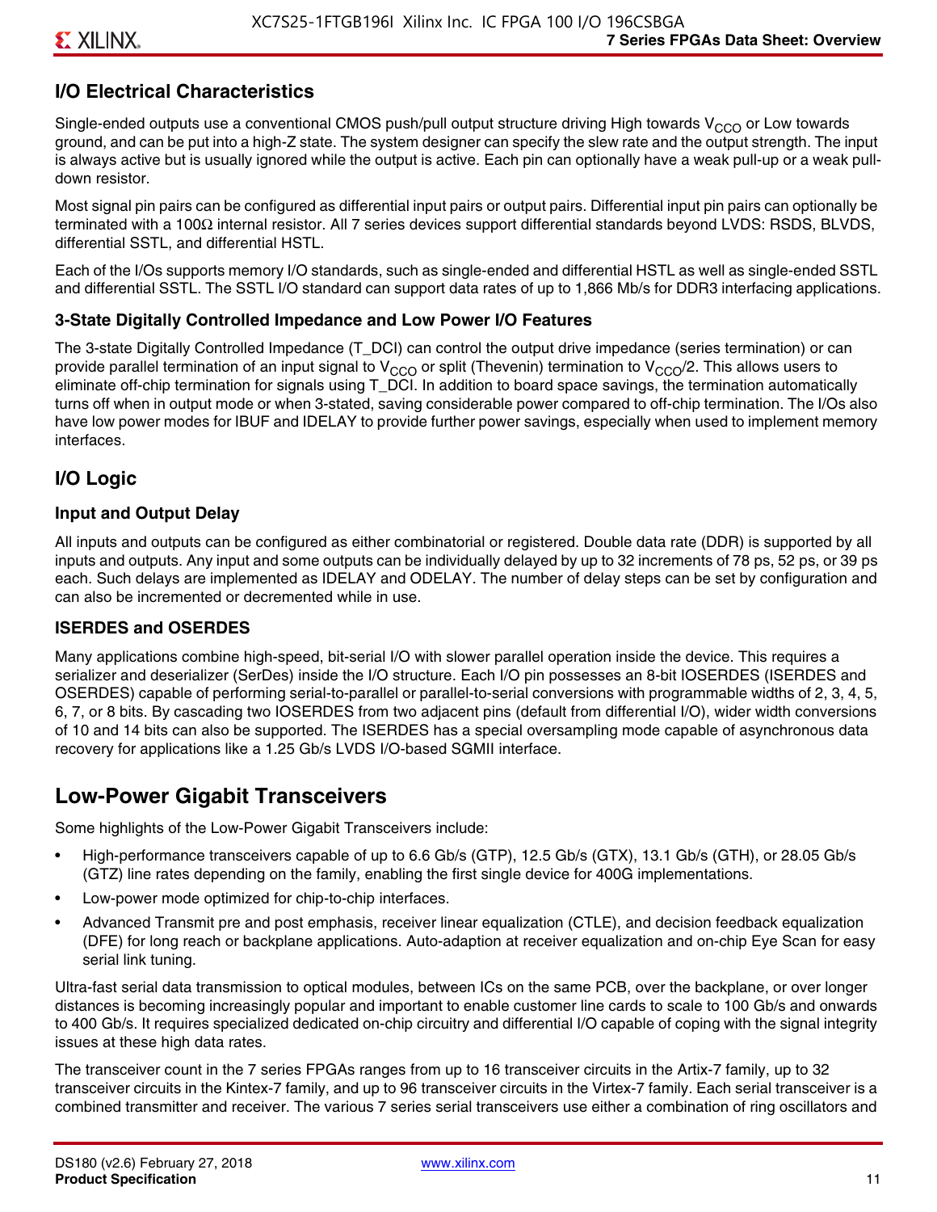## I/O Electrical Characteristics

Single-ended outputs use a conventional CMOS push/pull output structure driving High towards $V_{CCO}$ or Low towards ground, and can be put into a high-Z state. The system designer can specify the slew rate and the output strength. The input is always active but is usually ignored while the output is active. Each pin can optionally have a weak pull-up or a weak pull-down resistor.

Most signal pin pairs can be configured as differential input pairs or output pairs. Differential input pin pairs can optionally be terminated with a 100Ω internal resistor. All 7 series devices support differential standards beyond LVDS: RSDS, BLVDS, differential SSTL, and differential HSTL.

Each of the I/Os supports memory I/O standards, such as single-ended and differential HSTL as well as single-ended SSTL and differential SSTL. The SSTL I/O standard can support data rates of up to 1,866 Mb/s for DDR3 interfacing applications.

### 3-State Digitally Controlled Impedance and Low Power I/O Features

The 3-state Digitally Controlled Impedance (T_DCI) can control the output drive impedance (series termination) or can provide parallel termination of an input signal to $V_{CCO}$ or split (Thevenin) termination to $V_{CCO}/2$. This allows users to eliminate off-chip termination for signals using T_DCI. In addition to board space savings, the termination automatically turns off when in output mode or when 3-stated, saving considerable power compared to off-chip termination. The I/Os also have low power modes for IBUF and IDELAY to provide further power savings, especially when used to implement memory interfaces.

## I/O Logic

### Input and Output Delay

All inputs and outputs can be configured as either combinatorial or registered. Double data rate (DDR) is supported by all inputs and outputs. Any input and some outputs can be individually delayed by up to 32 increments of 78 ps, 52 ps, or 39 ps each. Such delays are implemented as IDELAY and ODELAY. The number of delay steps can be set by configuration and can also be incremented or decremented while in use.

### ISERDES and OSERDES

Many applications combine high-speed, bit-serial I/O with slower parallel operation inside the device. This requires a serializer and deserializer (SerDes) inside the I/O structure. Each I/O pin possesses an 8-bit IOSERDES (ISERDES and OSERDES) capable of performing serial-to-parallel or parallel-to-serial conversions with programmable widths of 2, 3, 4, 5, 6, 7, or 8 bits. By cascading two IOSERDES from two adjacent pins (default from differential I/O), wider width conversions of 10 and 14 bits can also be supported. The ISERDES has a special oversampling mode capable of asynchronous data recovery for applications like a 1.25 Gb/s LVDS I/O-based SGMII interface.

# Low-Power Gigabit Transceivers

Some highlights of the Low-Power Gigabit Transceivers include:

- High-performance transceivers capable of up to 6.6 Gb/s (GTP), 12.5 Gb/s (GTX), 13.1 Gb/s (GTH), or 28.05 Gb/s (GTZ) line rates depending on the family, enabling the first single device for 400G implementations.
- Low-power mode optimized for chip-to-chip interfaces.
- Advanced Transmit pre and post emphasis, receiver linear equalization (CTLE), and decision feedback equalization (DFE) for long reach or backplane applications. Auto-adaption at receiver equalization and on-chip Eye Scan for easy serial link tuning.

Ultra-fast serial data transmission to optical modules, between ICs on the same PCB, over the backplane, or over longer distances is becoming increasingly popular and important to enable customer line cards to scale to 100 Gb/s and onwards to 400 Gb/s. It requires specialized dedicated on-chip circuitry and differential I/O capable of coping with the signal integrity issues at these high data rates.

The transceiver count in the 7 series FPGAs ranges from up to 16 transceiver circuits in the Artix-7 family, up to 32 transceiver circuits in the Kintex-7 family, and up to 96 transceiver circuits in the Virtex-7 family. Each serial transceiver is a combined transmitter and receiver. The various 7 series serial transceivers use either a combination of ring oscillators and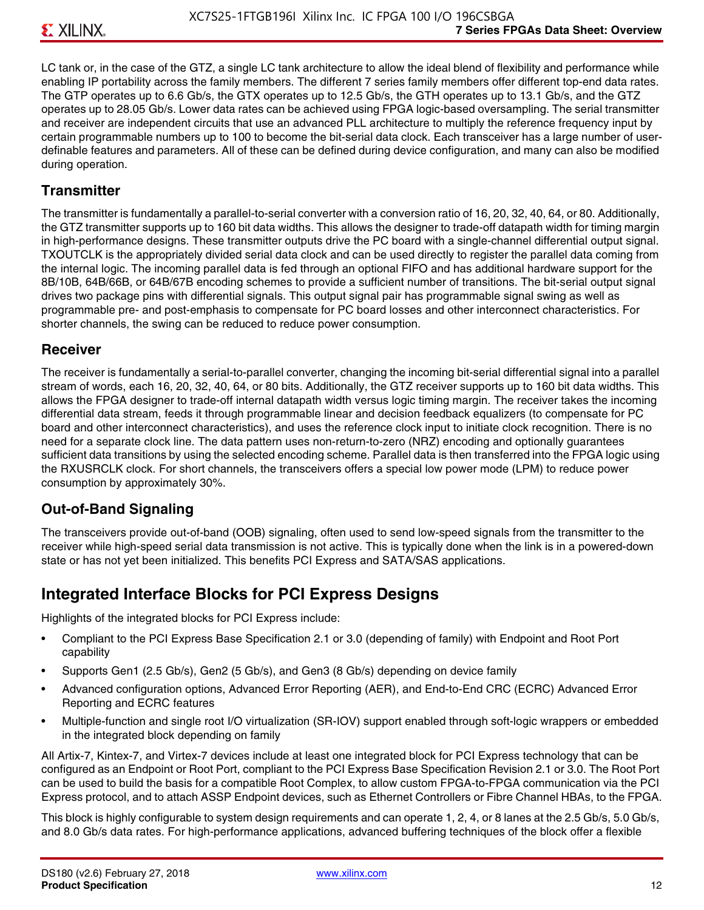LC tank or, in the case of the GTZ, a single LC tank architecture to allow the ideal blend of flexibility and performance while enabling IP portability across the family members. The different 7 series family members offer different top-end data rates. The GTP operates up to 6.6 Gb/s, the GTX operates up to 12.5 Gb/s, the GTH operates up to 13.1 Gb/s, and the GTZ operates up to 28.05 Gb/s. Lower data rates can be achieved using FPGA logic-based oversampling. The serial transmitter and receiver are independent circuits that use an advanced PLL architecture to multiply the reference frequency input by certain programmable numbers up to 100 to become the bit-serial data clock. Each transceiver has a large number of user-definable features and parameters. All of these can be defined during device configuration, and many can also be modified during operation.

### Transmitter

The transmitter is fundamentally a parallel-to-serial converter with a conversion ratio of 16, 20, 32, 40, 64, or 80. Additionally, the GTZ transmitter supports up to 160 bit data widths. This allows the designer to trade-off datapath width for timing margin in high-performance designs. These transmitter outputs drive the PC board with a single-channel differential output signal. TXOUTCLK is the appropriately divided serial data clock and can be used directly to register the parallel data coming from the internal logic. The incoming parallel data is fed through an optional FIFO and has additional hardware support for the 8B/10B, 64B/66B, or 64B/67B encoding schemes to provide a sufficient number of transitions. The bit-serial output signal drives two package pins with differential signals. This output signal pair has programmable signal swing as well as programmable pre- and post-emphasis to compensate for PC board losses and other interconnect characteristics. For shorter channels, the swing can be reduced to reduce power consumption.

### Receiver

The receiver is fundamentally a serial-to-parallel converter, changing the incoming bit-serial differential signal into a parallel stream of words, each 16, 20, 32, 40, 64, or 80 bits. Additionally, the GTZ receiver supports up to 160 bit data widths. This allows the FPGA designer to trade-off internal datapath width versus logic timing margin. The receiver takes the incoming differential data stream, feeds it through programmable linear and decision feedback equalizers (to compensate for PC board and other interconnect characteristics), and uses the reference clock input to initiate clock recognition. There is no need for a separate clock line. The data pattern uses non-return-to-zero (NRZ) encoding and optionally guarantees sufficient data transitions by using the selected encoding scheme. Parallel data is then transferred into the FPGA logic using the RXUSRCLK clock. For short channels, the transceivers offers a special low power mode (LPM) to reduce power consumption by approximately 30%.

### Out-of-Band Signaling

The transceivers provide out-of-band (OOB) signaling, often used to send low-speed signals from the transmitter to the receiver while high-speed serial data transmission is not active. This is typically done when the link is in a powered-down state or has not yet been initialized. This benefits PCI Express and SATA/SAS applications.

## Integrated Interface Blocks for PCI Express Designs

Highlights of the integrated blocks for PCI Express include:

- Compliant to the PCI Express Base Specification 2.1 or 3.0 (depending of family) with Endpoint and Root Port capability
- Supports Gen1 (2.5 Gb/s), Gen2 (5 Gb/s), and Gen3 (8 Gb/s) depending on device family
- Advanced configuration options, Advanced Error Reporting (AER), and End-to-End CRC (ECRC) Advanced Error Reporting and ECRC features
- Multiple-function and single root I/O virtualization (SR-IOV) support enabled through soft-logic wrappers or embedded in the integrated block depending on family

All Artix-7, Kintex-7, and Virtex-7 devices include at least one integrated block for PCI Express technology that can be configured as an Endpoint or Root Port, compliant to the PCI Express Base Specification Revision 2.1 or 3.0. The Root Port can be used to build the basis for a compatible Root Complex, to allow custom FPGA-to-FPGA communication via the PCI Express protocol, and to attach ASSP Endpoint devices, such as Ethernet Controllers or Fibre Channel HBAs, to the FPGA.

This block is highly configurable to system design requirements and can operate 1, 2, 4, or 8 lanes at the 2.5 Gb/s, 5.0 Gb/s, and 8.0 Gb/s data rates. For high-performance applications, advanced buffering techniques of the block offer a flexible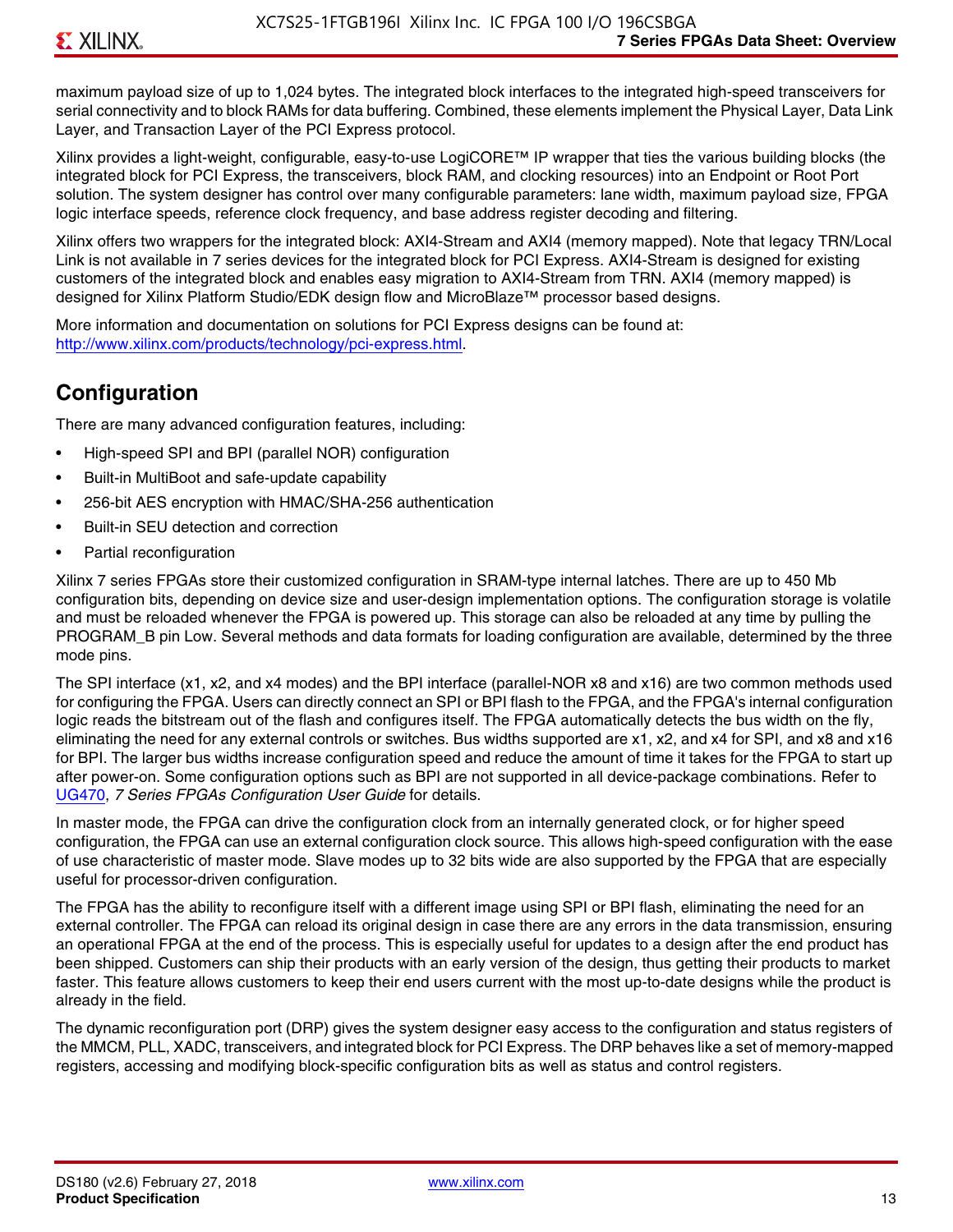maximum payload size of up to 1,024 bytes. The integrated block interfaces to the integrated high-speed transceivers for serial connectivity and to block RAMs for data buffering. Combined, these elements implement the Physical Layer, Data Link Layer, and Transaction Layer of the PCI Express protocol.

Xilinx provides a light-weight, configurable, easy-to-use LogiCORE™ IP wrapper that ties the various building blocks (the integrated block for PCI Express, the transceivers, block RAM, and clocking resources) into an Endpoint or Root Port solution. The system designer has control over many configurable parameters: lane width, maximum payload size, FPGA logic interface speeds, reference clock frequency, and base address register decoding and filtering.

Xilinx offers two wrappers for the integrated block: AXI4-Stream and AXI4 (memory mapped). Note that legacy TRN/Local Link is not available in 7 series devices for the integrated block for PCI Express. AXI4-Stream is designed for existing customers of the integrated block and enables easy migration to AXI4-Stream from TRN. AXI4 (memory mapped) is designed for Xilinx Platform Studio/EDK design flow and MicroBlaze™ processor based designs.

More information and documentation on solutions for PCI Express designs can be found at: http://www.xilinx.com/products/technology/pci-express.html.

## Configuration

There are many advanced configuration features, including:

- High-speed SPI and BPI (parallel NOR) configuration
- Built-in MultiBoot and safe-update capability
- 256-bit AES encryption with HMAC/SHA-256 authentication
- Built-in SEU detection and correction
- Partial reconfiguration

Xilinx 7 series FPGAs store their customized configuration in SRAM-type internal latches. There are up to 450 Mb configuration bits, depending on device size and user-design implementation options. The configuration storage is volatile and must be reloaded whenever the FPGA is powered up. This storage can also be reloaded at any time by pulling the PROGRAM_B pin Low. Several methods and data formats for loading configuration are available, determined by the three mode pins.

The SPI interface (x1, x2, and x4 modes) and the BPI interface (parallel-NOR x8 and x16) are two common methods used for configuring the FPGA. Users can directly connect an SPI or BPI flash to the FPGA, and the FPGA's internal configuration logic reads the bitstream out of the flash and configures itself. The FPGA automatically detects the bus width on the fly, eliminating the need for any external controls or switches. Bus widths supported are x1, x2, and x4 for SPI, and x8 and x16 for BPI. The larger bus widths increase configuration speed and reduce the amount of time it takes for the FPGA to start up after power-on. Some configuration options such as BPI are not supported in all device-package combinations. Refer to UG470, *7 Series FPGAs Configuration User Guide* for details.

In master mode, the FPGA can drive the configuration clock from an internally generated clock, or for higher speed configuration, the FPGA can use an external configuration clock source. This allows high-speed configuration with the ease of use characteristic of master mode. Slave modes up to 32 bits wide are also supported by the FPGA that are especially useful for processor-driven configuration.

The FPGA has the ability to reconfigure itself with a different image using SPI or BPI flash, eliminating the need for an external controller. The FPGA can reload its original design in case there are any errors in the data transmission, ensuring an operational FPGA at the end of the process. This is especially useful for updates to a design after the end product has been shipped. Customers can ship their products with an early version of the design, thus getting their products to market faster. This feature allows customers to keep their end users current with the most up-to-date designs while the product is already in the field.

The dynamic reconfiguration port (DRP) gives the system designer easy access to the configuration and status registers of the MMCM, PLL, XADC, transceivers, and integrated block for PCI Express. The DRP behaves like a set of memory-mapped registers, accessing and modifying block-specific configuration bits as well as status and control registers.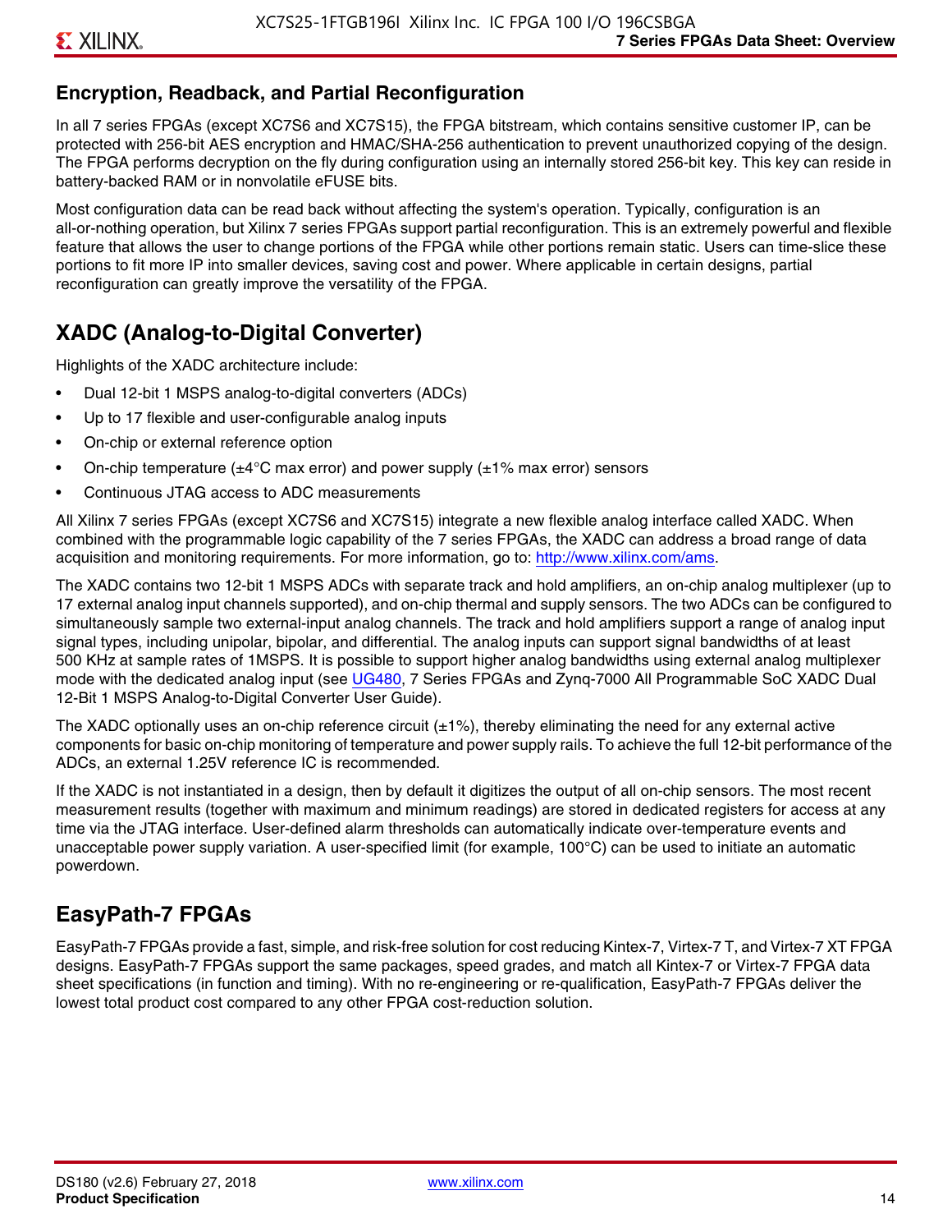## Encryption, Readback, and Partial Reconfiguration

In all 7 series FPGAs (except XC7S6 and XC7S15), the FPGA bitstream, which contains sensitive customer IP, can be protected with 256-bit AES encryption and HMAC/SHA-256 authentication to prevent unauthorized copying of the design. The FPGA performs decryption on the fly during configuration using an internally stored 256-bit key. This key can reside in battery-backed RAM or in nonvolatile eFUSE bits.

Most configuration data can be read back without affecting the system's operation. Typically, configuration is an all-or-nothing operation, but Xilinx 7 series FPGAs support partial reconfiguration. This is an extremely powerful and flexible feature that allows the user to change portions of the FPGA while other portions remain static. Users can time-slice these portions to fit more IP into smaller devices, saving cost and power. Where applicable in certain designs, partial reconfiguration can greatly improve the versatility of the FPGA.

# XADC (Analog-to-Digital Converter)

Highlights of the XADC architecture include:

- Dual 12-bit 1 MSPS analog-to-digital converters (ADCs)
- Up to 17 flexible and user-configurable analog inputs
- On-chip or external reference option
- On-chip temperature (±4°C max error) and power supply (±1% max error) sensors
- Continuous JTAG access to ADC measurements

All Xilinx 7 series FPGAs (except XC7S6 and XC7S15) integrate a new flexible analog interface called XADC. When combined with the programmable logic capability of the 7 series FPGAs, the XADC can address a broad range of data acquisition and monitoring requirements. For more information, go to: http://www.xilinx.com/ams.

The XADC contains two 12-bit 1 MSPS ADCs with separate track and hold amplifiers, an on-chip analog multiplexer (up to 17 external analog input channels supported), and on-chip thermal and supply sensors. The two ADCs can be configured to simultaneously sample two external-input analog channels. The track and hold amplifiers support a range of analog input signal types, including unipolar, bipolar, and differential. The analog inputs can support signal bandwidths of at least 500 KHz at sample rates of 1MSPS. It is possible to support higher analog bandwidths using external analog multiplexer mode with the dedicated analog input (see UG480, 7 Series FPGAs and Zynq-7000 All Programmable SoC XADC Dual 12-Bit 1 MSPS Analog-to-Digital Converter User Guide).

The XADC optionally uses an on-chip reference circuit (±1%), thereby eliminating the need for any external active components for basic on-chip monitoring of temperature and power supply rails. To achieve the full 12-bit performance of the ADCs, an external 1.25V reference IC is recommended.

If the XADC is not instantiated in a design, then by default it digitizes the output of all on-chip sensors. The most recent measurement results (together with maximum and minimum readings) are stored in dedicated registers for access at any time via the JTAG interface. User-defined alarm thresholds can automatically indicate over-temperature events and unacceptable power supply variation. A user-specified limit (for example, 100°C) can be used to initiate an automatic powerdown.

# EasyPath-7 FPGAs

EasyPath-7 FPGAs provide a fast, simple, and risk-free solution for cost reducing Kintex-7, Virtex-7 T, and Virtex-7 XT FPGA designs. EasyPath-7 FPGAs support the same packages, speed grades, and match all Kintex-7 or Virtex-7 FPGA data sheet specifications (in function and timing). With no re-engineering or re-qualification, EasyPath-7 FPGAs deliver the lowest total product cost compared to any other FPGA cost-reduction solution.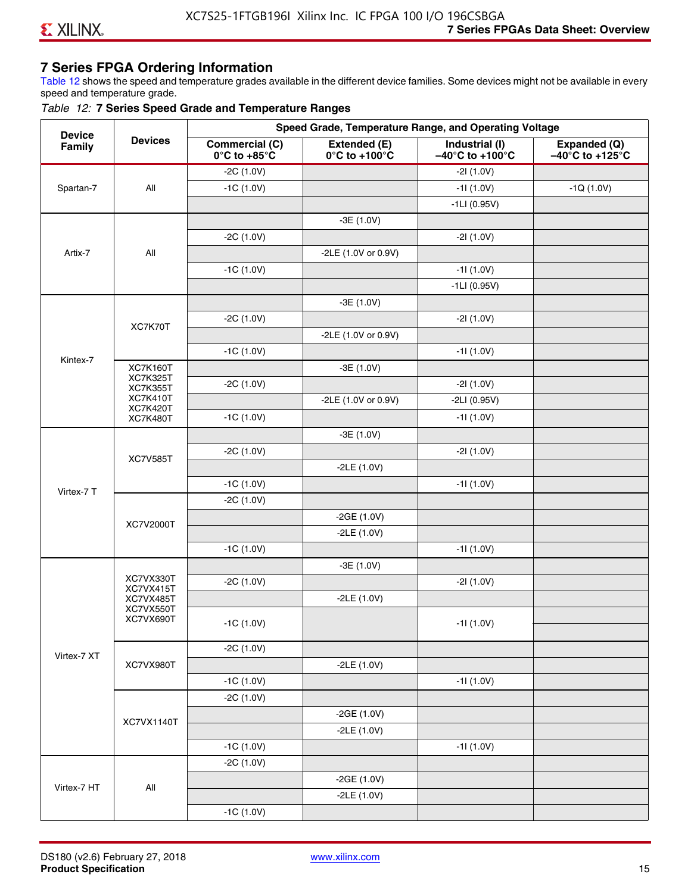## 7 Series FPGA Ordering Information

Table 12 shows the speed and temperature grades available in the different device families. Some devices might not be available in every speed and temperature grade.

*Table 12:* **7 Series Speed Grade and Temperature Ranges**

| Device Family | Devices | Speed Grade, Temperature Range, and Operating Voltage | | | |
|---|---|---|---|---|---|
| | | **Commercial (C) 0°C to +85°C** | **Extended (E) 0°C to +100°C** | **Industrial (I) –40°C to +100°C** | **Expanded (Q) –40°C to +125°C** |
| Spartan-7 | All | -2C (1.0V) | | -2I (1.0V) | |
| | | -1C (1.0V) | | -1I (1.0V) | -1Q (1.0V) |
| | | | | -1LI (0.95V) | |
| Artix-7 | All | | -3E (1.0V) | | |
| | | -2C (1.0V) | | -2I (1.0V) | |
| | | | -2LE (1.0V or 0.9V) | | |
| | | -1C (1.0V) | | -1I (1.0V) | |
| | | | | -1LI (0.95V) | |
| Kintex-7 | XC7K70T | | -3E (1.0V) | | |
| | | -2C (1.0V) | | -2I (1.0V) | |
| | | | -2LE (1.0V or 0.9V) | | |
| | | -1C (1.0V) | | -1I (1.0V) | |
| | XC7K160T XC7K325T XC7K355T XC7K410T XC7K420T XC7K480T | | -3E (1.0V) | | |
| | | -2C (1.0V) | | -2I (1.0V) | |
| | | | -2LE (1.0V or 0.9V) | -2LI (0.95V) | |
| | | -1C (1.0V) | | -1I (1.0V) | |
| Virtex-7 T | XC7V585T | | -3E (1.0V) | | |
| | | -2C (1.0V) | | -2I (1.0V) | |
| | | | -2LE (1.0V) | | |
| | | -1C (1.0V) | | -1I (1.0V) | |
| | XC7V2000T | -2C (1.0V) | | | |
| | | | -2GE (1.0V) | | |
| | | | -2LE (1.0V) | | |
| | | -1C (1.0V) | | -1I (1.0V) | |
| Virtex-7 XT | XC7VX330T XC7VX415T XC7VX485T XC7VX550T XC7VX690T | | -3E (1.0V) | | |
| | | -2C (1.0V) | | -2I (1.0V) | |
| | | | -2LE (1.0V) | | |
| | | -1C (1.0V) | | -1I (1.0V) | |
| | XC7VX980T | -2C (1.0V) | | | |
| | | | -2LE (1.0V) | | |
| | | -1C (1.0V) | | -1I (1.0V) | |
| | XC7VX1140T | -2C (1.0V) | | | |
| | | | -2GE (1.0V) | | |
| | | | -2LE (1.0V) | | |
| | | -1C (1.0V) | | -1I (1.0V) | |
| Virtex-7 HT | All | -2C (1.0V) | | | |
| | | | -2GE (1.0V) | | |
| | | | -2LE (1.0V) | | |
| | | -1C (1.0V) | | | |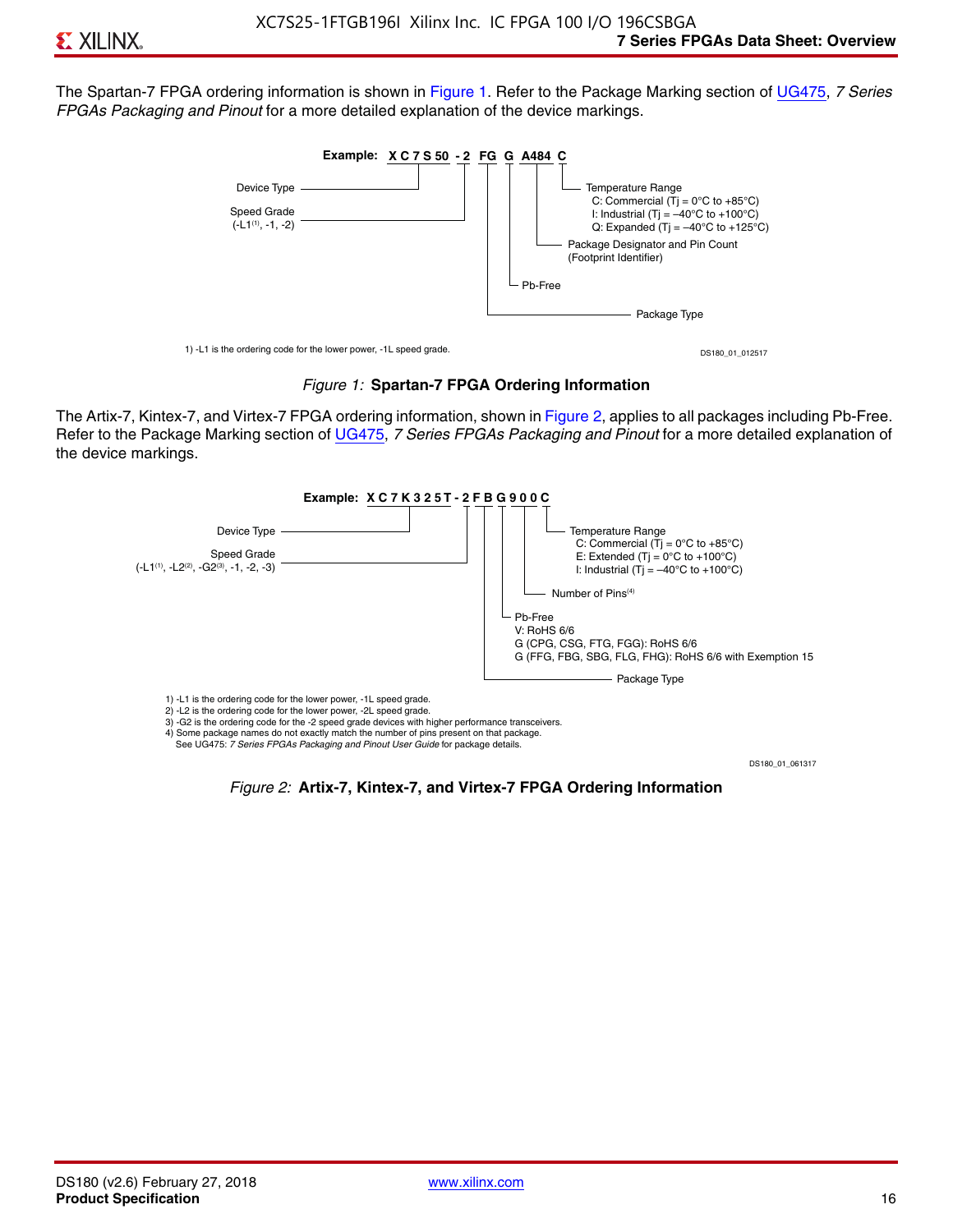The Spartan-7 FPGA ordering information is shown in Figure 1. Refer to the Package Marking section of UG475, *7 Series FPGAs Packaging and Pinout* for a more detailed explanation of the device markings.

**Example: XC7S50 -2 FG G A484 C**

- Device Type
- Speed Grade (-L1[1], -1, -2)
- Package Type
- Pb-Free
- Package Designator and Pin Count (Footprint Identifier)
- Temperature Range
  - C: Commercial (Tj = 0°C to +85°C)
  - I: Industrial (Tj = –40°C to +100°C)
  - Q: Expanded (Tj = –40°C to +125°C)

1) -L1 is the ordering code for the lower power, -1L speed grade.

DS180_01_012517

*Figure 1:* **Spartan-7 FPGA Ordering Information**

The Artix-7, Kintex-7, and Virtex-7 FPGA ordering information, shown in Figure 2, applies to all packages including Pb-Free. Refer to the Package Marking section of UG475, *7 Series FPGAs Packaging and Pinout* for a more detailed explanation of the device markings.

**Example: XC7K325T-2FBG900C**

- Device Type
- Speed Grade (-L1[1], -L2[2], -G2[3], -1, -2, -3)
- Package Type
- Pb-Free
  - V: RoHS 6/6
  - G (CPG, CSG, FTG, FGG): RoHS 6/6
  - G (FFG, FBG, SBG, FLG, FHG): RoHS 6/6 with Exemption 15
- Number of Pins[4]
- Temperature Range
  - C: Commercial (Tj = 0°C to +85°C)
  - E: Extended (Tj = 0°C to +100°C)
  - I: Industrial (Tj = –40°C to +100°C)

1) -L1 is the ordering code for the lower power, -1L speed grade.
2) -L2 is the ordering code for the lower power, -2L speed grade.
3) -G2 is the ordering code for the -2 speed grade devices with higher performance transceivers.
4) Some package names do not exactly match the number of pins present on that package.
See UG475: *7 Series FPGAs Packaging and Pinout User Guide* for package details.

DS180_01_061317

*Figure 2:* **Artix-7, Kintex-7, and Virtex-7 FPGA Ordering Information**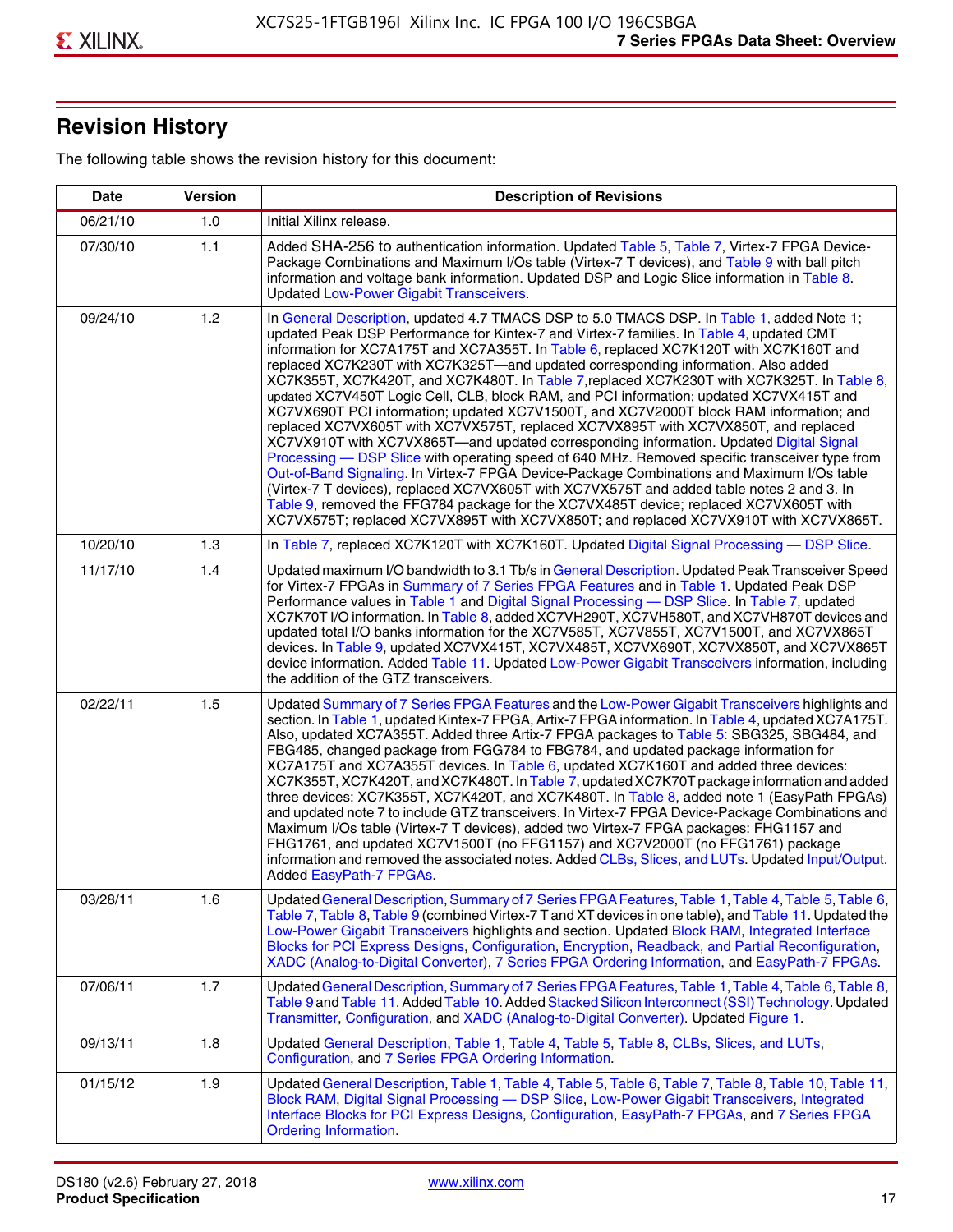## Revision History

The following table shows the revision history for this document:

| Date | Version | Description of Revisions |
|---|---|---|
| 06/21/10 | 1.0 | Initial Xilinx release. |
| 07/30/10 | 1.1 | Added SHA-256 to authentication information. Updated Table 5, Table 7, Virtex-7 FPGA Device-Package Combinations and Maximum I/Os table (Virtex-7 T devices), and Table 9 with ball pitch information and voltage bank information. Updated DSP and Logic Slice information in Table 8. Updated Low-Power Gigabit Transceivers. |
| 09/24/10 | 1.2 | In General Description, updated 4.7 TMACS DSP to 5.0 TMACS DSP. In Table 1, added Note 1; updated Peak DSP Performance for Kintex-7 and Virtex-7 families. In Table 4, updated CMT information for XC7A175T and XC7A355T. In Table 6, replaced XC7K120T with XC7K160T and replaced XC7K230T with XC7K325T—and updated corresponding information. Also added XC7K355T, XC7K420T, and XC7K480T. In Table 7,replaced XC7K230T with XC7K325T. In Table 8, updated XC7V450T Logic Cell, CLB, block RAM, and PCI information; updated XC7VX415T and XC7VX690T PCI information; updated XC7V1500T, and XC7V2000T block RAM information; and replaced XC7VX605T with XC7VX575T, replaced XC7VX895T with XC7VX850T, and replaced XC7VX910T with XC7VX865T—and updated corresponding information. Updated Digital Signal Processing — DSP Slice with operating speed of 640 MHz. Removed specific transceiver type from Out-of-Band Signaling. In Virtex-7 FPGA Device-Package Combinations and Maximum I/Os table (Virtex-7 T devices), replaced XC7VX605T with XC7VX575T and added table notes 2 and 3. In Table 9, removed the FFG784 package for the XC7VX485T device; replaced XC7VX605T with XC7VX575T; replaced XC7VX895T with XC7VX850T; and replaced XC7VX910T with XC7VX865T. |
| 10/20/10 | 1.3 | In Table 7, replaced XC7K120T with XC7K160T. Updated Digital Signal Processing — DSP Slice. |
| 11/17/10 | 1.4 | Updated maximum I/O bandwidth to 3.1 Tb/s in General Description. Updated Peak Transceiver Speed for Virtex-7 FPGAs in Summary of 7 Series FPGA Features and in Table 1. Updated Peak DSP Performance values in Table 1 and Digital Signal Processing — DSP Slice. In Table 7, updated XC7K70T I/O information. In Table 8, added XC7VH290T, XC7VH580T, and XC7VH870T devices and updated total I/O banks information for the XC7V585T, XC7V855T, XC7V1500T, and XC7VX865T devices. In Table 9, updated XC7VX415T, XC7VX485T, XC7VX690T, XC7VX850T, and XC7VX865T device information. Added Table 11. Updated Low-Power Gigabit Transceivers information, including the addition of the GTZ transceivers. |
| 02/22/11 | 1.5 | Updated Summary of 7 Series FPGA Features and the Low-Power Gigabit Transceivers highlights and section. In Table 1, updated Kintex-7 FPGA, Artix-7 FPGA information. In Table 4, updated XC7A175T. Also, updated XC7A355T. Added three Artix-7 FPGA packages to Table 5: SBG325, SBG484, and FBG485, changed package from FGG784 to FBG784, and updated package information for XC7A175T and XC7A355T devices. In Table 6, updated XC7K160T and added three devices: XC7K355T, XC7K420T, and XC7K480T. In Table 7, updated XC7K70T package information and added three devices: XC7K355T, XC7K420T, and XC7K480T. In Table 8, added note 1 (EasyPath FPGAs) and updated note 7 to include GTZ transceivers. In Virtex-7 FPGA Device-Package Combinations and Maximum I/Os table (Virtex-7 T devices), added two Virtex-7 FPGA packages: FHG1157 and FHG1761, and updated XC7V1500T (no FFG1157) and XC7V2000T (no FFG1761) package information and removed the associated notes. Added CLBs, Slices, and LUTs. Updated Input/Output. Added EasyPath-7 FPGAs. |
| 03/28/11 | 1.6 | Updated General Description, Summary of 7 Series FPGA Features, Table 1, Table 4, Table 5, Table 6, Table 7, Table 8, Table 9 (combined Virtex-7 T and XT devices in one table), and Table 11. Updated the Low-Power Gigabit Transceivers highlights and section. Updated Block RAM, Integrated Interface Blocks for PCI Express Designs, Configuration, Encryption, Readback, and Partial Reconfiguration, XADC (Analog-to-Digital Converter), 7 Series FPGA Ordering Information, and EasyPath-7 FPGAs. |
| 07/06/11 | 1.7 | Updated General Description, Summary of 7 Series FPGA Features, Table 1, Table 4, Table 6, Table 8, Table 9 and Table 11. Added Table 10. Added Stacked Silicon Interconnect (SSI) Technology. Updated Transmitter, Configuration, and XADC (Analog-to-Digital Converter). Updated Figure 1. |
| 09/13/11 | 1.8 | Updated General Description, Table 1, Table 4, Table 5, Table 8, CLBs, Slices, and LUTs, Configuration, and 7 Series FPGA Ordering Information. |
| 01/15/12 | 1.9 | Updated General Description, Table 1, Table 4, Table 5, Table 6, Table 7, Table 8, Table 10, Table 11, Block RAM, Digital Signal Processing — DSP Slice, Low-Power Gigabit Transceivers, Integrated Interface Blocks for PCI Express Designs, Configuration, EasyPath-7 FPGAs, and 7 Series FPGA Ordering Information. |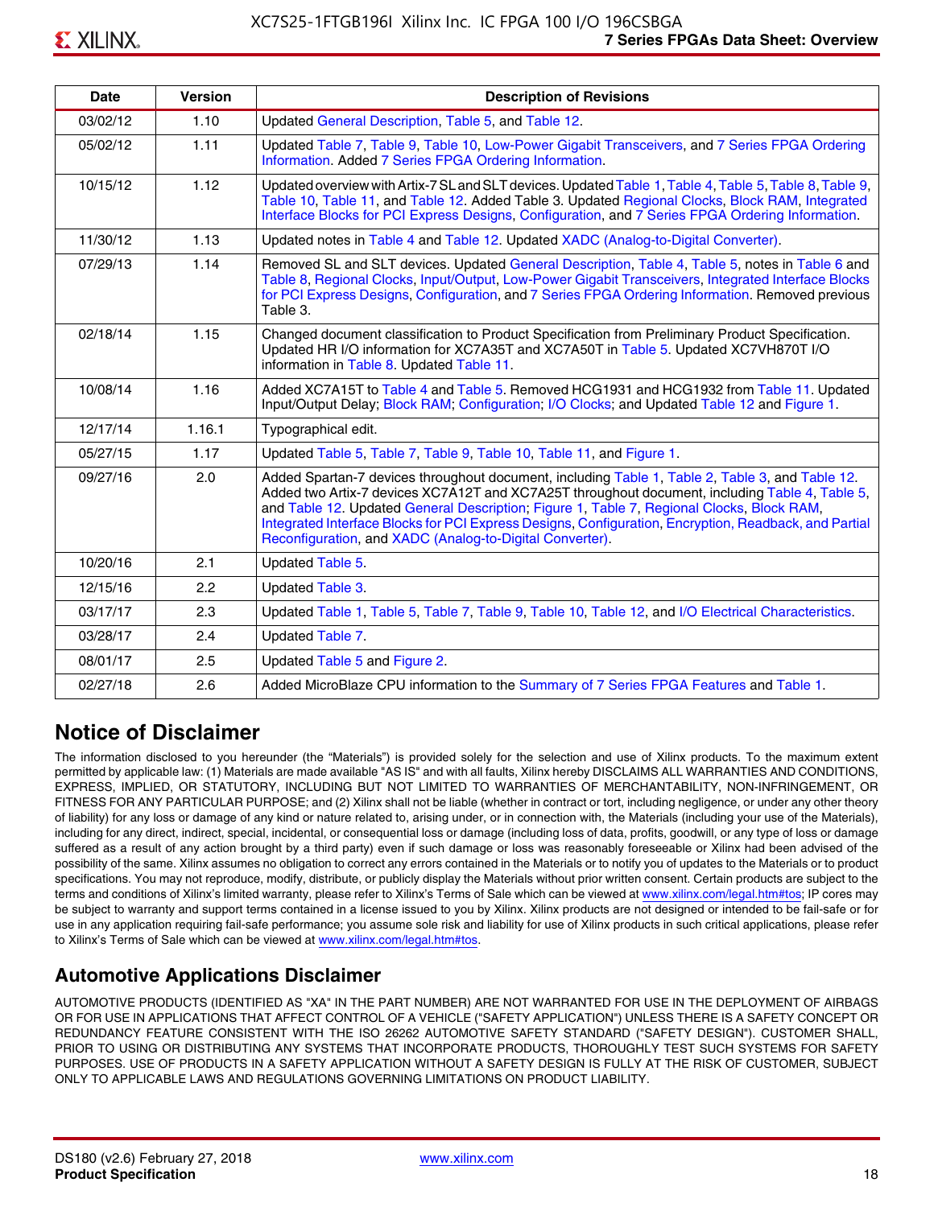| Date | Version | Description of Revisions |
|---|---|---|
| 03/02/12 | 1.10 | Updated General Description, Table 5, and Table 12. |
| 05/02/12 | 1.11 | Updated Table 7, Table 9, Table 10, Low-Power Gigabit Transceivers, and 7 Series FPGA Ordering Information. Added 7 Series FPGA Ordering Information. |
| 10/15/12 | 1.12 | Updated overview with Artix-7 SL and SLT devices. Updated Table 1, Table 4, Table 5, Table 8, Table 9, Table 10, Table 11, and Table 12. Added Table 3. Updated Regional Clocks, Block RAM, Integrated Interface Blocks for PCI Express Designs, Configuration, and 7 Series FPGA Ordering Information. |
| 11/30/12 | 1.13 | Updated notes in Table 4 and Table 12. Updated XADC (Analog-to-Digital Converter). |
| 07/29/13 | 1.14 | Removed SL and SLT devices. Updated General Description, Table 4, Table 5, notes in Table 6 and Table 8, Regional Clocks, Input/Output, Low-Power Gigabit Transceivers, Integrated Interface Blocks for PCI Express Designs, Configuration, and 7 Series FPGA Ordering Information. Removed previous Table 3. |
| 02/18/14 | 1.15 | Changed document classification to Product Specification from Preliminary Product Specification. Updated HR I/O information for XC7A35T and XC7A50T in Table 5. Updated XC7VH870T I/O information in Table 8. Updated Table 11. |
| 10/08/14 | 1.16 | Added XC7A15T to Table 4 and Table 5. Removed HCG1931 and HCG1932 from Table 11. Updated Input/Output Delay; Block RAM; Configuration; I/O Clocks; and Updated Table 12 and Figure 1. |
| 12/17/14 | 1.16.1 | Typographical edit. |
| 05/27/15 | 1.17 | Updated Table 5, Table 7, Table 9, Table 10, Table 11, and Figure 1. |
| 09/27/16 | 2.0 | Added Spartan-7 devices throughout document, including Table 1, Table 2, Table 3, and Table 12. Added two Artix-7 devices XC7A12T and XC7A25T throughout document, including Table 4, Table 5, and Table 12. Updated General Description; Figure 1, Table 7, Regional Clocks, Block RAM, Integrated Interface Blocks for PCI Express Designs, Configuration, Encryption, Readback, and Partial Reconfiguration, and XADC (Analog-to-Digital Converter). |
| 10/20/16 | 2.1 | Updated Table 5. |
| 12/15/16 | 2.2 | Updated Table 3. |
| 03/17/17 | 2.3 | Updated Table 1, Table 5, Table 7, Table 9, Table 10, Table 12, and I/O Electrical Characteristics. |
| 03/28/17 | 2.4 | Updated Table 7. |
| 08/01/17 | 2.5 | Updated Table 5 and Figure 2. |
| 02/27/18 | 2.6 | Added MicroBlaze CPU information to the Summary of 7 Series FPGA Features and Table 1. |

## Notice of Disclaimer

The information disclosed to you hereunder (the "Materials") is provided solely for the selection and use of Xilinx products. To the maximum extent permitted by applicable law: (1) Materials are made available "AS IS" and with all faults, Xilinx hereby DISCLAIMS ALL WARRANTIES AND CONDITIONS, EXPRESS, IMPLIED, OR STATUTORY, INCLUDING BUT NOT LIMITED TO WARRANTIES OF MERCHANTABILITY, NON-INFRINGEMENT, OR FITNESS FOR ANY PARTICULAR PURPOSE; and (2) Xilinx shall not be liable (whether in contract or tort, including negligence, or under any other theory of liability) for any loss or damage of any kind or nature related to, arising under, or in connection with, the Materials (including your use of the Materials), including for any direct, indirect, special, incidental, or consequential loss or damage (including loss of data, profits, goodwill, or any type of loss or damage suffered as a result of any action brought by a third party) even if such damage or loss was reasonably foreseeable or Xilinx had been advised of the possibility of the same. Xilinx assumes no obligation to correct any errors contained in the Materials or to notify you of updates to the Materials or to product specifications. You may not reproduce, modify, distribute, or publicly display the Materials without prior written consent. Certain products are subject to the terms and conditions of Xilinx's limited warranty, please refer to Xilinx's Terms of Sale which can be viewed at www.xilinx.com/legal.htm#tos; IP cores may be subject to warranty and support terms contained in a license issued to you by Xilinx. Xilinx products are not designed or intended to be fail-safe or for use in any application requiring fail-safe performance; you assume sole risk and liability for use of Xilinx products in such critical applications, please refer to Xilinx's Terms of Sale which can be viewed at www.xilinx.com/legal.htm#tos.

## Automotive Applications Disclaimer

AUTOMOTIVE PRODUCTS (IDENTIFIED AS "XA" IN THE PART NUMBER) ARE NOT WARRANTED FOR USE IN THE DEPLOYMENT OF AIRBAGS OR FOR USE IN APPLICATIONS THAT AFFECT CONTROL OF A VEHICLE ("SAFETY APPLICATION") UNLESS THERE IS A SAFETY CONCEPT OR REDUNDANCY FEATURE CONSISTENT WITH THE ISO 26262 AUTOMOTIVE SAFETY STANDARD ("SAFETY DESIGN"). CUSTOMER SHALL, PRIOR TO USING OR DISTRIBUTING ANY SYSTEMS THAT INCORPORATE PRODUCTS, THOROUGHLY TEST SUCH SYSTEMS FOR SAFETY PURPOSES. USE OF PRODUCTS IN A SAFETY APPLICATION WITHOUT A SAFETY DESIGN IS FULLY AT THE RISK OF CUSTOMER, SUBJECT ONLY TO APPLICABLE LAWS AND REGULATIONS GOVERNING LIMITATIONS ON PRODUCT LIABILITY.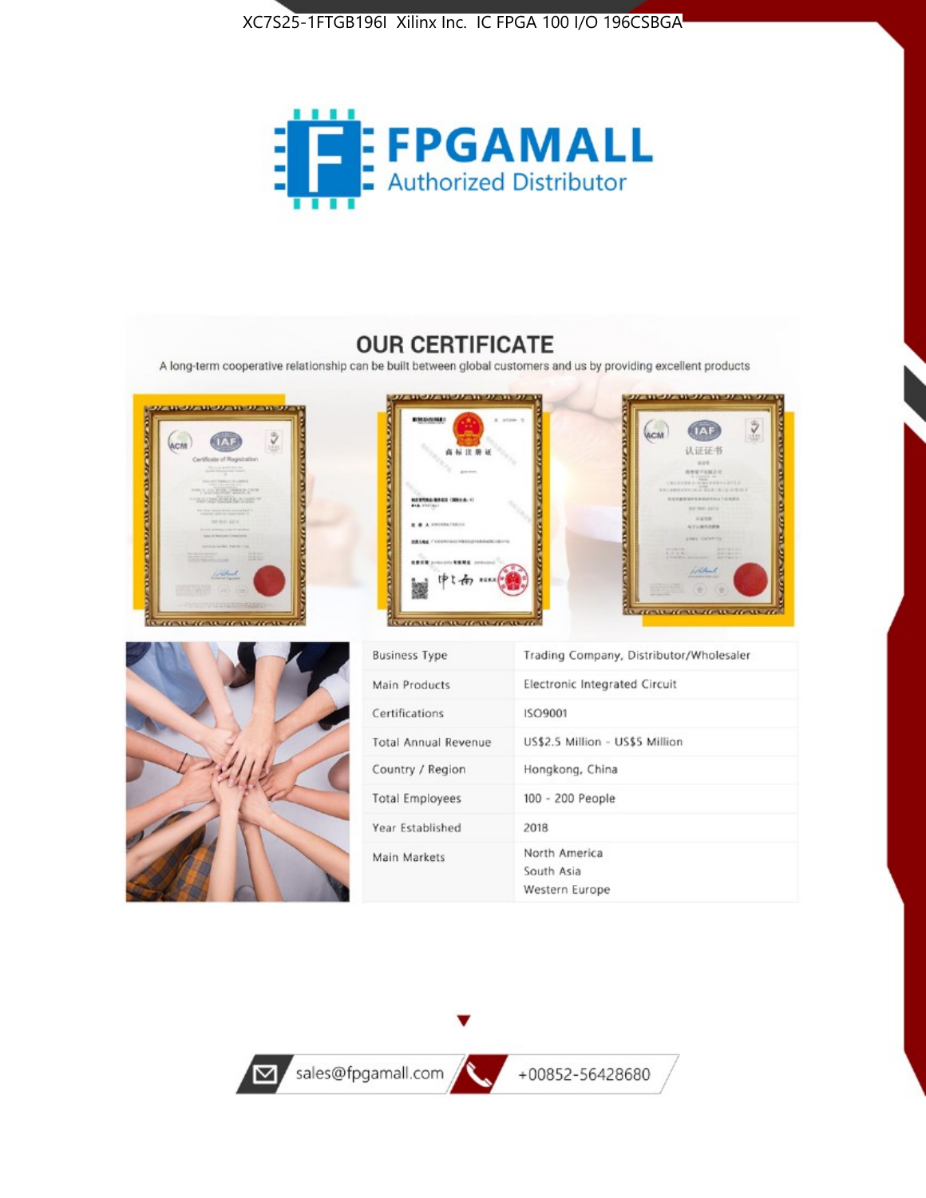FPGAMALL
Authorized Distributor

## OUR CERTIFICATE

A long-term cooperative relationship can be built between global customers and us by providing excellent products

| | |
|---|---|
| Business Type | Trading Company, Distributor/Wholesaler |
| Main Products | Electronic Integrated Circuit |
| Certifications | ISO9001 |
| Total Annual Revenue | US$2.5 Million - US$5 Million |
| Country / Region | Hongkong, China |
| Total Employees | 100 - 200 People |
| Year Established | 2018 |
| Main Markets | North America<br>South Asia<br>Western Europe |

sales@fpgamall.com

+00852-56428680